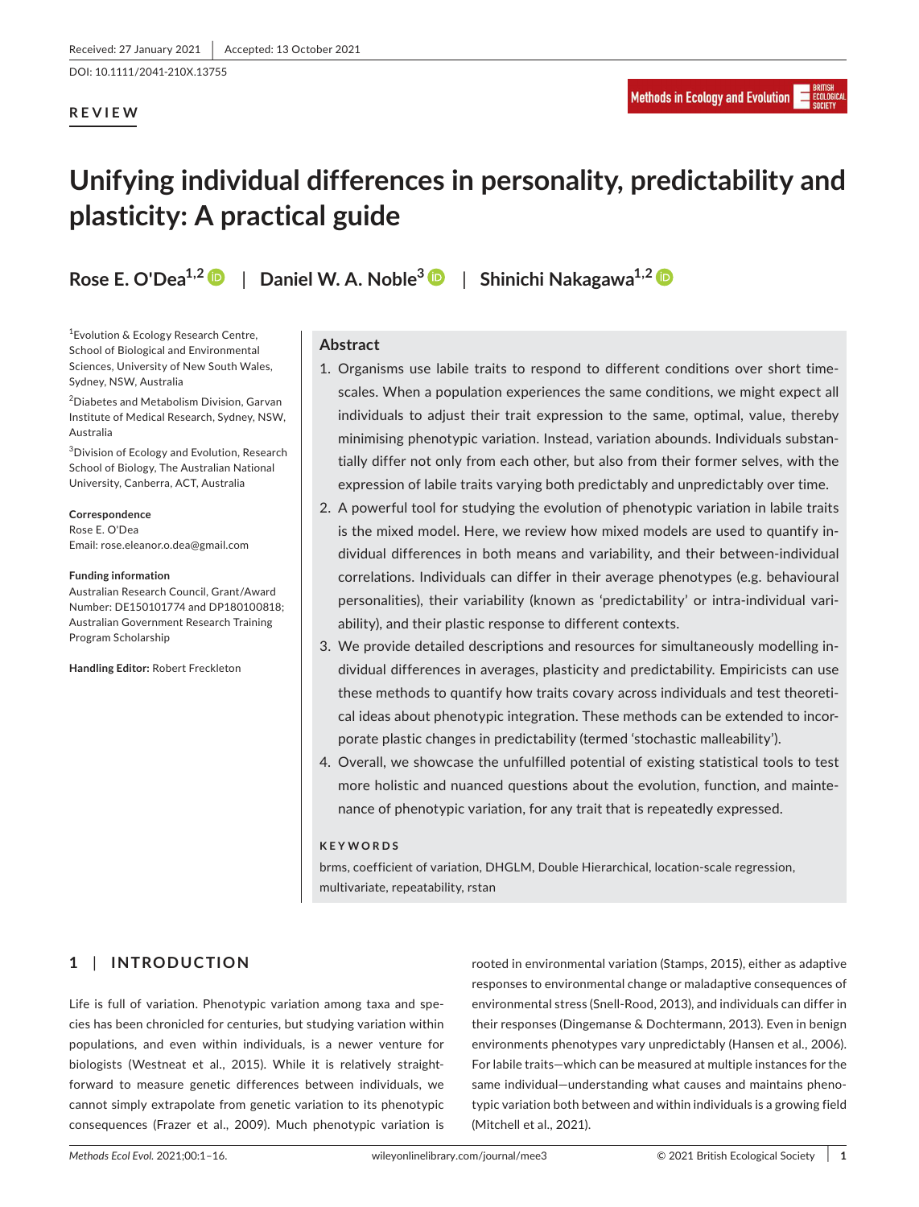Received: 27 January 2021 | Accepted: 13 October 2021

DOI: 10.1111/2041-210X.13755

**REVIEW**

# Unifying individual differences in personality, predictability and plasticity: A practical guide

**Rose E. O'Dea**[1,2] | **Daniel W. A. Noble**[3] | **Shinichi Nakagawa**[1,2]

[1]Evolution & Ecology Research Centre, School of Biological and Environmental Sciences, University of New South Wales, Sydney, NSW, Australia

[2]Diabetes and Metabolism Division, Garvan Institute of Medical Research, Sydney, NSW, Australia

[3]Division of Ecology and Evolution, Research School of Biology, The Australian National University, Canberra, ACT, Australia

**Correspondence**
Rose E. O'Dea
Email: rose.eleanor.o.dea@gmail.com

**Funding information**
Australian Research Council, Grant/Award Number: DE150101774 and DP180100818; Australian Government Research Training Program Scholarship

**Handling Editor:** Robert Freckleton

## Abstract

1. Organisms use labile traits to respond to different conditions over short timescales. When a population experiences the same conditions, we might expect all individuals to adjust their trait expression to the same, optimal, value, thereby minimising phenotypic variation. Instead, variation abounds. Individuals substantially differ not only from each other, but also from their former selves, with the expression of labile traits varying both predictably and unpredictably over time.
2. A powerful tool for studying the evolution of phenotypic variation in labile traits is the mixed model. Here, we review how mixed models are used to quantify individual differences in both means and variability, and their between-individual correlations. Individuals can differ in their average phenotypes (e.g. behavioural personalities), their variability (known as 'predictability' or intra-individual variability), and their plastic response to different contexts.
3. We provide detailed descriptions and resources for simultaneously modelling individual differences in averages, plasticity and predictability. Empiricists can use these methods to quantify how traits covary across individuals and test theoretical ideas about phenotypic integration. These methods can be extended to incorporate plastic changes in predictability (termed 'stochastic malleability').
4. Overall, we showcase the unfulfilled potential of existing statistical tools to test more holistic and nuanced questions about the evolution, function, and maintenance of phenotypic variation, for any trait that is repeatedly expressed.

**KEYWORDS**

brms, coefficient of variation, DHGLM, Double Hierarchical, location-scale regression, multivariate, repeatability, rstan

## 1 | INTRODUCTION

Life is full of variation. Phenotypic variation among taxa and species has been chronicled for centuries, but studying variation within populations, and even within individuals, is a newer venture for biologists (Westneat et al., 2015). While it is relatively straightforward to measure genetic differences between individuals, we cannot simply extrapolate from genetic variation to its phenotypic consequences (Frazer et al., 2009). Much phenotypic variation is rooted in environmental variation (Stamps, 2015), either as adaptive responses to environmental change or maladaptive consequences of environmental stress (Snell-Rood, 2013), and individuals can differ in their responses (Dingemanse & Dochtermann, 2013). Even in benign environments phenotypes vary unpredictably (Hansen et al., 2006). For labile traits—which can be measured at multiple instances for the same individual—understanding what causes and maintains phenotypic variation both between and within individuals is a growing field (Mitchell et al., 2021).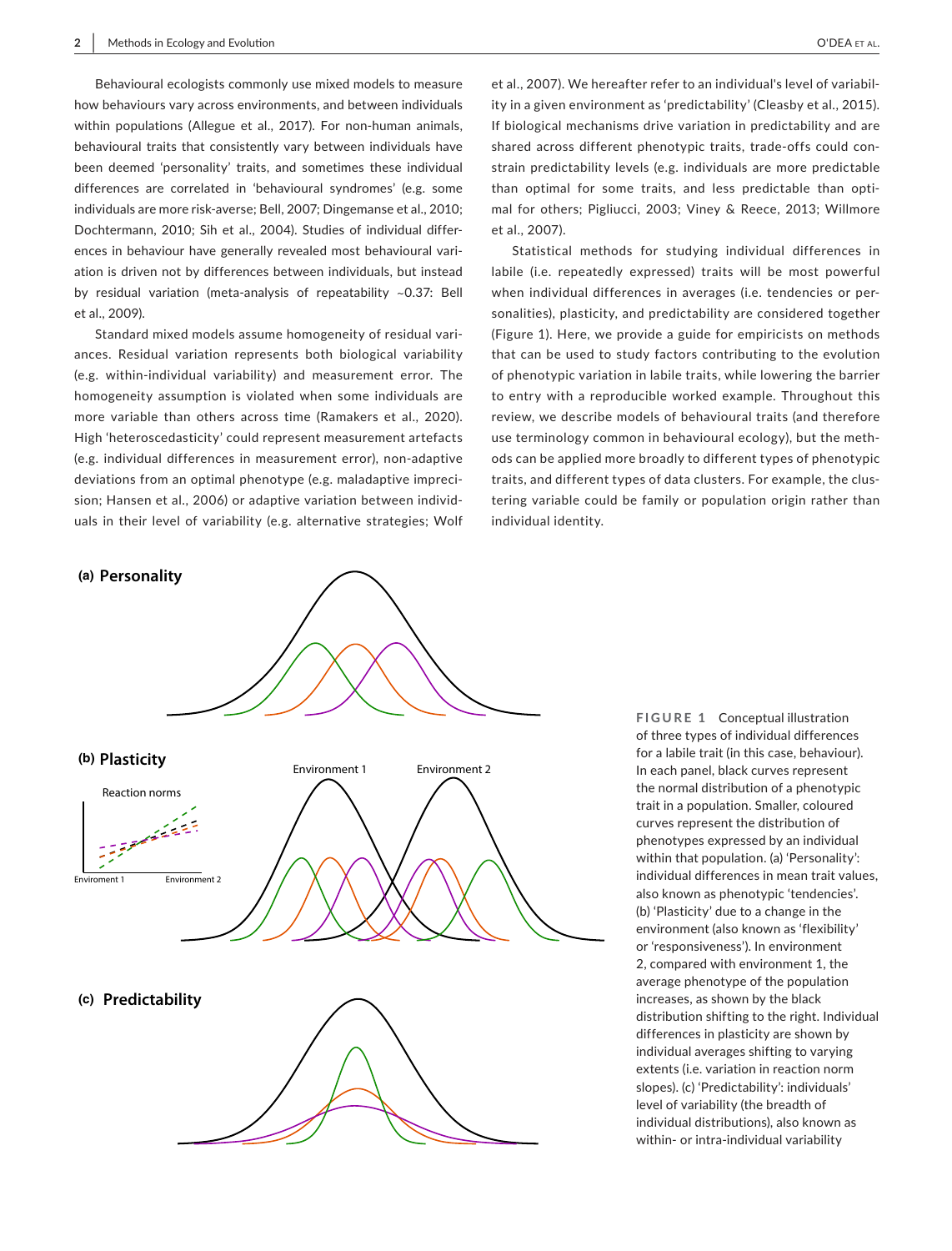Behavioural ecologists commonly use mixed models to measure how behaviours vary across environments, and between individuals within populations (Allegue et al., 2017). For non-human animals, behavioural traits that consistently vary between individuals have been deemed 'personality' traits, and sometimes these individual differences are correlated in 'behavioural syndromes' (e.g. some individuals are more risk-averse; Bell, 2007; Dingemanse et al., 2010; Dochtermann, 2010; Sih et al., 2004). Studies of individual differences in behaviour have generally revealed most behavioural variation is driven not by differences between individuals, but instead by residual variation (meta-analysis of repeatability ~0.37: Bell et al., 2009).

Standard mixed models assume homogeneity of residual variances. Residual variation represents both biological variability (e.g. within-individual variability) and measurement error. The homogeneity assumption is violated when some individuals are more variable than others across time (Ramakers et al., 2020). High 'heteroscedasticity' could represent measurement artefacts (e.g. individual differences in measurement error), non-adaptive deviations from an optimal phenotype (e.g. maladaptive imprecision; Hansen et al., 2006) or adaptive variation between individuals in their level of variability (e.g. alternative strategies; Wolf et al., 2007). We hereafter refer to an individual's level of variability in a given environment as 'predictability' (Cleasby et al., 2015). If biological mechanisms drive variation in predictability and are shared across different phenotypic traits, trade-offs could constrain predictability levels (e.g. individuals are more predictable than optimal for some traits, and less predictable than optimal for others; Pigliucci, 2003; Viney & Reece, 2013; Willmore et al., 2007).

Statistical methods for studying individual differences in labile (i.e. repeatedly expressed) traits will be most powerful when individual differences in averages (i.e. tendencies or personalities), plasticity, and predictability are considered together (Figure 1). Here, we provide a guide for empiricists on methods that can be used to study factors contributing to the evolution of phenotypic variation in labile traits, while lowering the barrier to entry with a reproducible worked example. Throughout this review, we describe models of behavioural traits (and therefore use terminology common in behavioural ecology), but the methods can be applied more broadly to different types of phenotypic traits, and different types of data clusters. For example, the clustering variable could be family or population origin rather than individual identity.

**FIGURE 1** Conceptual illustration of three types of individual differences for a labile trait (in this case, behaviour). In each panel, black curves represent the normal distribution of a phenotypic trait in a population. Smaller, coloured curves represent the distribution of phenotypes expressed by an individual within that population. (a) 'Personality': individual differences in mean trait values, also known as phenotypic 'tendencies'. (b) 'Plasticity' due to a change in the environment (also known as 'flexibility' or 'responsiveness'). In environment 2, compared with environment 1, the average phenotype of the population increases, as shown by the black distribution shifting to the right. Individual differences in plasticity are shown by individual averages shifting to varying extents (i.e. variation in reaction norm slopes). (c) 'Predictability': individuals' level of variability (the breadth of individual distributions), also known as within- or intra-individual variability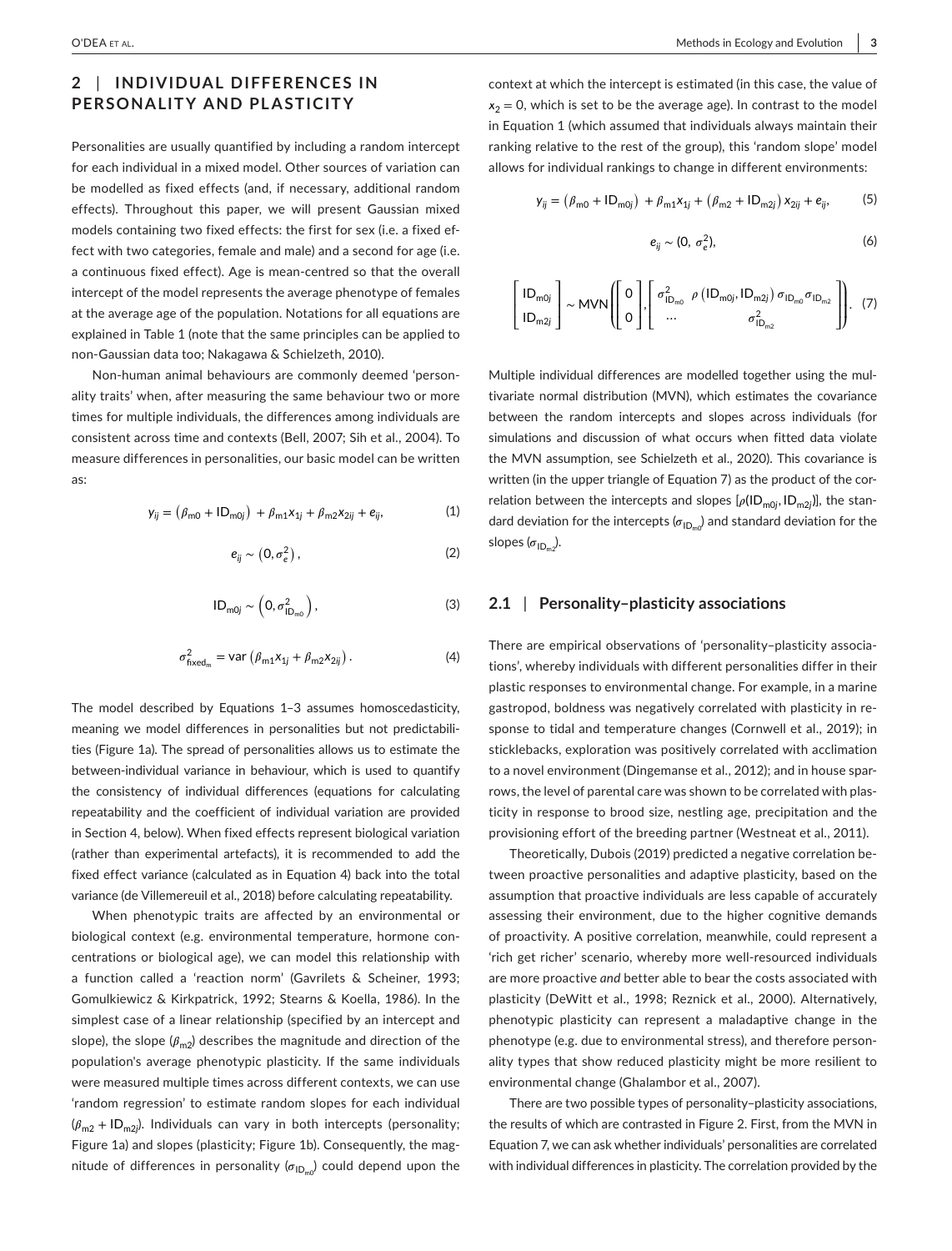## 2 | INDIVIDUAL DIFFERENCES IN PERSONALITY AND PLASTICITY

Personalities are usually quantified by including a random intercept for each individual in a mixed model. Other sources of variation can be modelled as fixed effects (and, if necessary, additional random effects). Throughout this paper, we will present Gaussian mixed models containing two fixed effects: the first for sex (i.e. a fixed effect with two categories, female and male) and a second for age (i.e. a continuous fixed effect). Age is mean-centred so that the overall intercept of the model represents the average phenotype of females at the average age of the population. Notations for all equations are explained in Table 1 (note that the same principles can be applied to non-Gaussian data too; Nakagawa & Schielzeth, 2010).

Non-human animal behaviours are commonly deemed 'personality traits' when, after measuring the same behaviour two or more times for multiple individuals, the differences among individuals are consistent across time and contexts (Bell, 2007; Sih et al., 2004). To measure differences in personalities, our basic model can be written as:

$$y_{ij} = \left(\beta_{m0} + \mathrm{ID}_{m0j}\right) + \beta_{m1}x_{1j} + \beta_{m2}x_{2ij} + e_{ij}, \tag{1}$$

$$e_{ij} \sim \left(0, \sigma_e^2\right), \tag{2}$$

$$\mathrm{ID}_{m0j} \sim \left(0, \sigma^2_{\mathrm{ID}_{m0}}\right), \tag{3}$$

$$\sigma^2_{\mathrm{fixed}_m} = \mathrm{var}\left(\beta_{m1}x_{1j} + \beta_{m2}x_{2ij}\right). \tag{4}$$

The model described by Equations 1–3 assumes homoscedasticity, meaning we model differences in personalities but not predictabilities (Figure 1a). The spread of personalities allows us to estimate the between-individual variance in behaviour, which is used to quantify the consistency of individual differences (equations for calculating repeatability and the coefficient of individual variation are provided in Section 4, below). When fixed effects represent biological variation (rather than experimental artefacts), it is recommended to add the fixed effect variance (calculated as in Equation 4) back into the total variance (de Villemereuil et al., 2018) before calculating repeatability.

When phenotypic traits are affected by an environmental or biological context (e.g. environmental temperature, hormone concentrations or biological age), we can model this relationship with a function called a 'reaction norm' (Gavrilets & Scheiner, 1993; Gomulkiewicz & Kirkpatrick, 1992; Stearns & Koella, 1986). In the simplest case of a linear relationship (specified by an intercept and slope), the slope ($\beta_{m2}$) describes the magnitude and direction of the population's average phenotypic plasticity. If the same individuals were measured multiple times across different contexts, we can use 'random regression' to estimate random slopes for each individual ($\beta_{m2} + \mathrm{ID}_{m2j}$). Individuals can vary in both intercepts (personality; Figure 1a) and slopes (plasticity; Figure 1b). Consequently, the magnitude of differences in personality ($\sigma_{\mathrm{ID}_{m0}}$) could depend upon the context at which the intercept is estimated (in this case, the value of $x_2 = 0$, which is set to be the average age). In contrast to the model in Equation 1 (which assumed that individuals always maintain their ranking relative to the rest of the group), this 'random slope' model allows for individual rankings to change in different environments:

$$y_{ij} = \left(\beta_{m0} + \mathrm{ID}_{m0j}\right) + \beta_{m1}x_{1j} + \left(\beta_{m2} + \mathrm{ID}_{m2j}\right)x_{2ij} + e_{ij}, \tag{5}$$

$$e_{ij} \sim (0, \sigma_e^2), \tag{6}$$

$$\begin{bmatrix} \mathrm{ID}_{m0j} \\ \mathrm{ID}_{m2j} \end{bmatrix} \sim \mathrm{MVN}\left( \begin{bmatrix} 0 \\ 0 \end{bmatrix}, \begin{bmatrix} \sigma^2_{\mathrm{ID}_{m0}} & \rho\left(\mathrm{ID}_{m0j}, \mathrm{ID}_{m2j}\right)\sigma_{\mathrm{ID}_{m0}}\sigma_{\mathrm{ID}_{m2}} \\ \cdots & \sigma^2_{\mathrm{ID}_{m2}} \end{bmatrix} \right). \tag{7}$$

Multiple individual differences are modelled together using the multivariate normal distribution (MVN), which estimates the covariance between the random intercepts and slopes across individuals (for simulations and discussion of what occurs when fitted data violate the MVN assumption, see Schielzeth et al., 2020). This covariance is written (in the upper triangle of Equation 7) as the product of the correlation between the intercepts and slopes [$\rho(\mathrm{ID}_{m0j}, \mathrm{ID}_{m2j})$], the standard deviation for the intercepts ($\sigma_{\mathrm{ID}_{m0}}$) and standard deviation for the slopes ($\sigma_{\mathrm{ID}_{m2}}$).

### 2.1 | Personality–plasticity associations

There are empirical observations of 'personality–plasticity associations', whereby individuals with different personalities differ in their plastic responses to environmental change. For example, in a marine gastropod, boldness was negatively correlated with plasticity in response to tidal and temperature changes (Cornwell et al., 2019); in sticklebacks, exploration was positively correlated with acclimation to a novel environment (Dingemanse et al., 2012); and in house sparrows, the level of parental care was shown to be correlated with plasticity in response to brood size, nestling age, precipitation and the provisioning effort of the breeding partner (Westneat et al., 2011).

Theoretically, Dubois (2019) predicted a negative correlation between proactive personalities and adaptive plasticity, based on the assumption that proactive individuals are less capable of accurately assessing their environment, due to the higher cognitive demands of proactivity. A positive correlation, meanwhile, could represent a 'rich get richer' scenario, whereby more well-resourced individuals are more proactive *and* better able to bear the costs associated with plasticity (DeWitt et al., 1998; Reznick et al., 2000). Alternatively, phenotypic plasticity can represent a maladaptive change in the phenotype (e.g. due to environmental stress), and therefore personality types that show reduced plasticity might be more resilient to environmental change (Ghalambor et al., 2007).

There are two possible types of personality–plasticity associations, the results of which are contrasted in Figure 2. First, from the MVN in Equation 7, we can ask whether individuals' personalities are correlated with individual differences in plasticity. The correlation provided by the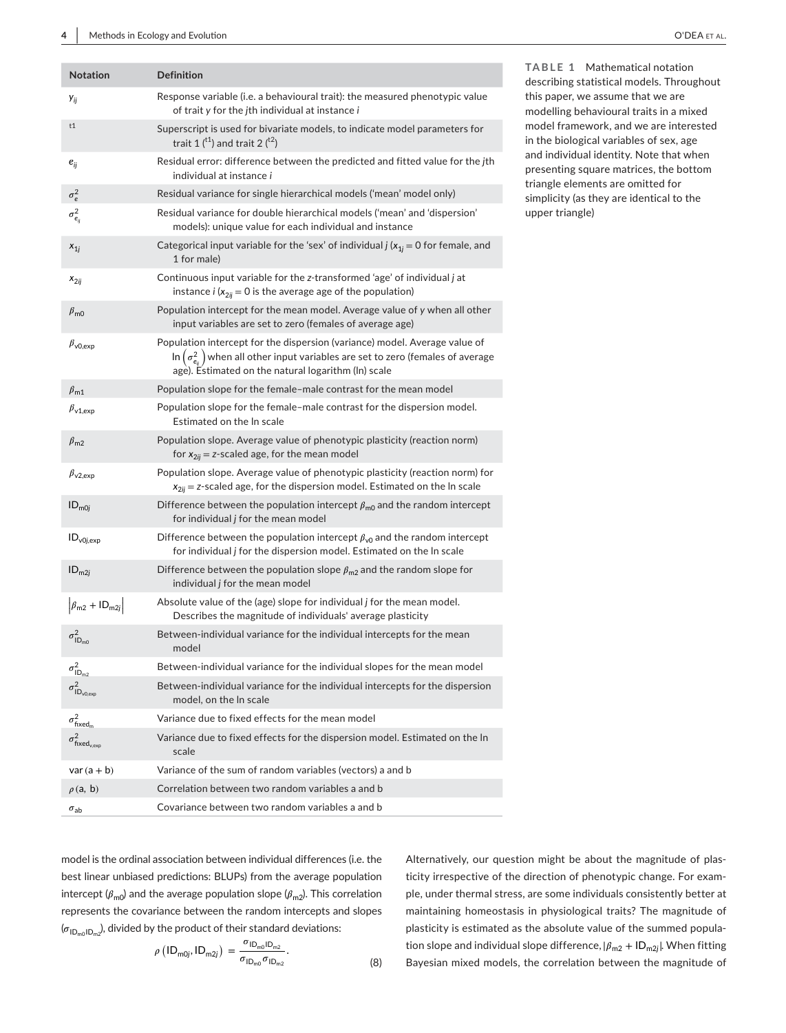**TABLE 1** Mathematical notation describing statistical models. Throughout this paper, we assume that we are modelling behavioural traits in a mixed model framework, and we are interested in the biological variables of sex, age and individual identity. Note that when presenting square matrices, the bottom triangle elements are omitted for simplicity (as they are identical to the upper triangle)

| Notation | Definition |
|---|---|
| $y_{ij}$ | Response variable (i.e. a behavioural trait): the measured phenotypic value of trait $y$ for the $j$th individual at instance $i$ |
| $^{t1}$ | Superscript is used for bivariate models, to indicate model parameters for trait 1 ($^{t1}$) and trait 2 ($^{t2}$) |
| $e_{ij}$ | Residual error: difference between the predicted and fitted value for the $j$th individual at instance $i$ |
| $\sigma^2_e$ | Residual variance for single hierarchical models ('mean' model only) |
| $\sigma^2_{e_{ij}}$ | Residual variance for double hierarchical models ('mean' and 'dispersion' models): unique value for each individual and instance |
| $x_{1j}$ | Categorical input variable for the 'sex' of individual $j$ ($x_{1j} = 0$ for female, and 1 for male) |
| $x_{2ij}$ | Continuous input variable for the $z$-transformed 'age' of individual $j$ at instance $i$ ($x_{2ij} = 0$ is the average age of the population) |
| $\beta_{m0}$ | Population intercept for the mean model. Average value of $y$ when all other input variables are set to zero (females of average age) |
| $\beta_{v0,\text{exp}}$ | Population intercept for the dispersion (variance) model. Average value of $\ln\left(\sigma^2_{e_{ij}}\right)$ when all other input variables are set to zero (females of average age). Estimated on the natural logarithm (ln) scale |
| $\beta_{m1}$ | Population slope for the female–male contrast for the mean model |
| $\beta_{v1,\text{exp}}$ | Population slope for the female–male contrast for the dispersion model. Estimated on the ln scale |
| $\beta_{m2}$ | Population slope. Average value of phenotypic plasticity (reaction norm) for $x_{2ij} = z$-scaled age, for the mean model |
| $\beta_{v2,\text{exp}}$ | Population slope. Average value of phenotypic plasticity (reaction norm) for $x_{2ij} = z$-scaled age, for the dispersion model. Estimated on the ln scale |
| $\text{ID}_{m0j}$ | Difference between the population intercept $\beta_{m0}$ and the random intercept for individual $j$ for the mean model |
| $\text{ID}_{v0j,\text{exp}}$ | Difference between the population intercept $\beta_{v0}$ and the random intercept for individual $j$ for the dispersion model. Estimated on the ln scale |
| $\text{ID}_{m2j}$ | Difference between the population slope $\beta_{m2}$ and the random slope for individual $j$ for the mean model |
| $\left\|\beta_{m2} + \text{ID}_{m2j}\right\|$ | Absolute value of the (age) slope for individual $j$ for the mean model. Describes the magnitude of individuals' average plasticity |
| $\sigma^2_{\text{ID}_{m0}}$ | Between-individual variance for the individual intercepts for the mean model |
| $\sigma^2_{\text{ID}_{m2}}$ | Between-individual variance for the individual slopes for the mean model |
| $\sigma^2_{\text{ID}_{v0,\text{exp}}}$ | Between-individual variance for the individual intercepts for the dispersion model, on the ln scale |
| $\sigma^2_{\text{fixed}_m}$ | Variance due to fixed effects for the mean model |
| $\sigma^2_{\text{fixed}_{v,\text{exp}}}$ | Variance due to fixed effects for the dispersion model. Estimated on the ln scale |
| $\text{var}\,(\text{a} + \text{b})$ | Variance of the sum of random variables (vectors) a and b |
| $\rho\,(\text{a},\ \text{b})$ | Correlation between two random variables a and b |
| $\sigma_{\text{ab}}$ | Covariance between two random variables a and b |

model is the ordinal association between individual differences (i.e. the best linear unbiased predictions: BLUPs) from the average population intercept ($\beta_{m0}$) and the average population slope ($\beta_{m2}$). This correlation represents the covariance between the random intercepts and slopes ($\sigma_{\text{ID}_{m0}\text{ID}_{m2}}$), divided by the product of their standard deviations:

$$\rho\left(\text{ID}_{m0j}, \text{ID}_{m2j}\right) = \frac{\sigma_{\text{ID}_{m0}\text{ID}_{m2}}}{\sigma_{\text{ID}_{m0}}\sigma_{\text{ID}_{m2}}}. \tag{8}$$

Alternatively, our question might be about the magnitude of plasticity irrespective of the direction of phenotypic change. For example, under thermal stress, are some individuals consistently better at maintaining homeostasis in physiological traits? The magnitude of plasticity is estimated as the absolute value of the summed population slope and individual slope difference, $|\beta_{m2} + \text{ID}_{m2j}|$. When fitting Bayesian mixed models, the correlation between the magnitude of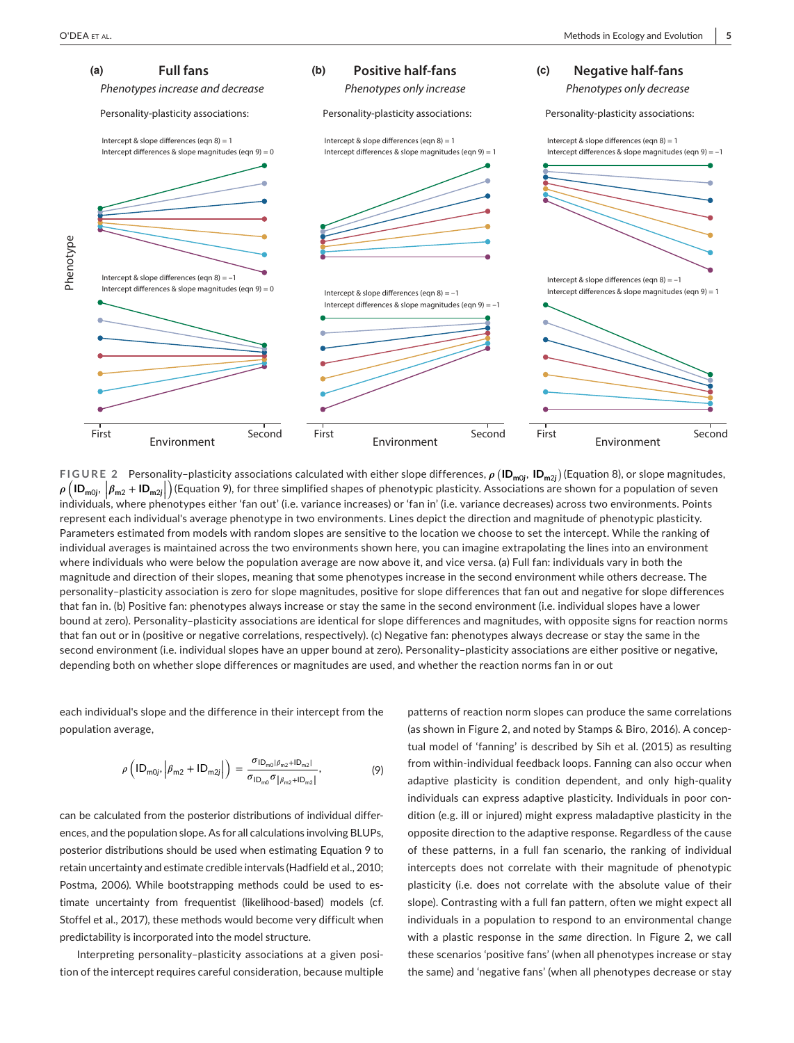**FIGURE 2** Personality–plasticity associations calculated with either slope differences, $\rho\left(\mathbf{ID}_{\mathbf{m0}j}, \mathbf{ID}_{\mathbf{m2}j}\right)$ (Equation 8), or slope magnitudes, $\rho\left(\mathbf{ID}_{\mathbf{m0}j}, \left|\beta_{\mathbf{m2}} + \mathbf{ID}_{\mathbf{m2}j}\right|\right)$ (Equation 9), for three simplified shapes of phenotypic plasticity. Associations are shown for a population of seven individuals, where phenotypes either 'fan out' (i.e. variance increases) or 'fan in' (i.e. variance decreases) across two environments. Points represent each individual's average phenotype in two environments. Lines depict the direction and magnitude of phenotypic plasticity. Parameters estimated from models with random slopes are sensitive to the location we choose to set the intercept. While the ranking of individual averages is maintained across the two environments shown here, you can imagine extrapolating the lines into an environment where individuals who were below the population average are now above it, and vice versa. (a) Full fan: individuals vary in both the magnitude and direction of their slopes, meaning that some phenotypes increase in the second environment while others decrease. The personality–plasticity association is zero for slope magnitudes, positive for slope differences that fan out and negative for slope differences that fan in. (b) Positive fan: phenotypes always increase or stay the same in the second environment (i.e. individual slopes have a lower bound at zero). Personality–plasticity associations are identical for slope differences and magnitudes, with opposite signs for reaction norms that fan out or in (positive or negative correlations, respectively). (c) Negative fan: phenotypes always decrease or stay the same in the second environment (i.e. individual slopes have an upper bound at zero). Personality–plasticity associations are either positive or negative, depending both on whether slope differences or magnitudes are used, and whether the reaction norms fan in or out

each individual's slope and the difference in their intercept from the population average,

$$\rho\left(\mathrm{ID}_{\mathrm{m0}j}, \left|\beta_{\mathrm{m2}} + \mathrm{ID}_{\mathrm{m2}j}\right|\right) = \frac{\sigma_{\mathrm{ID}_{\mathrm{m0}}\left|\beta_{\mathrm{m2}}+\mathrm{ID}_{\mathrm{m2}}\right|}}{\sigma_{\mathrm{ID}_{\mathrm{m0}}}\sigma_{\left|\beta_{\mathrm{m2}}+\mathrm{ID}_{\mathrm{m2}}\right|}}, \tag{9}$$

can be calculated from the posterior distributions of individual differences, and the population slope. As for all calculations involving BLUPs, posterior distributions should be used when estimating Equation 9 to retain uncertainty and estimate credible intervals (Hadfield et al., 2010; Postma, 2006). While bootstrapping methods could be used to estimate uncertainty from frequentist (likelihood-based) models (cf. Stoffel et al., 2017), these methods would become very difficult when predictability is incorporated into the model structure.

Interpreting personality–plasticity associations at a given position of the intercept requires careful consideration, because multiple patterns of reaction norm slopes can produce the same correlations (as shown in Figure 2, and noted by Stamps & Biro, 2016). A conceptual model of 'fanning' is described by Sih et al. (2015) as resulting from within-individual feedback loops. Fanning can also occur when adaptive plasticity is condition dependent, and only high-quality individuals can express adaptive plasticity. Individuals in poor condition (e.g. ill or injured) might express maladaptive plasticity in the opposite direction to the adaptive response. Regardless of the cause of these patterns, in a full fan scenario, the ranking of individual intercepts does not correlate with their magnitude of phenotypic plasticity (i.e. does not correlate with the absolute value of their slope). Contrasting with a full fan pattern, often we might expect all individuals in a population to respond to an environmental change with a plastic response in the *same* direction. In Figure 2, we call these scenarios 'positive fans' (when all phenotypes increase or stay the same) and 'negative fans' (when all phenotypes decrease or stay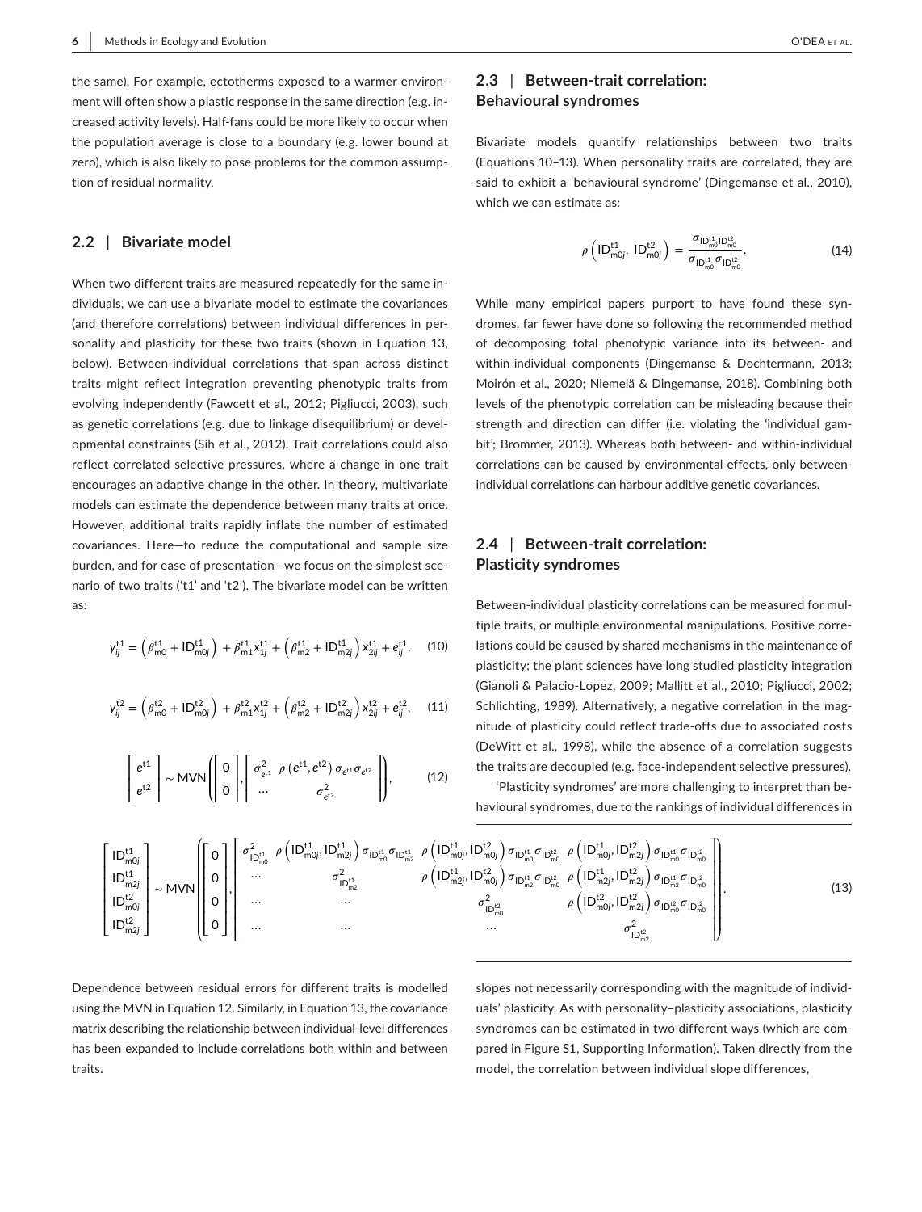the same). For example, ectotherms exposed to a warmer environment will often show a plastic response in the same direction (e.g. increased activity levels). Half-fans could be more likely to occur when the population average is close to a boundary (e.g. lower bound at zero), which is also likely to pose problems for the common assumption of residual normality.

## 2.2 | Bivariate model

When two different traits are measured repeatedly for the same individuals, we can use a bivariate model to estimate the covariances (and therefore correlations) between individual differences in personality and plasticity for these two traits (shown in Equation 13, below). Between-individual correlations that span across distinct traits might reflect integration preventing phenotypic traits from evolving independently (Fawcett et al., 2012; Pigliucci, 2003), such as genetic correlations (e.g. due to linkage disequilibrium) or developmental constraints (Sih et al., 2012). Trait correlations could also reflect correlated selective pressures, where a change in one trait encourages an adaptive change in the other. In theory, multivariate models can estimate the dependence between many traits at once. However, additional traits rapidly inflate the number of estimated covariances. Here—to reduce the computational and sample size burden, and for ease of presentation—we focus on the simplest scenario of two traits ('t1' and 't2'). The bivariate model can be written as:

$$y_{ij}^{t1} = \left(\beta_{m0}^{t1} + \mathrm{ID}_{m0j}^{t1}\right) + \beta_{m1}^{t1} x_{1j}^{t1} + \left(\beta_{m2}^{t1} + \mathrm{ID}_{m2j}^{t1}\right) x_{2ij}^{t1} + e_{ij}^{t1}, \quad (10)$$

$$y_{ij}^{t2} = \left(\beta_{m0}^{t2} + \mathrm{ID}_{m0j}^{t2}\right) + \beta_{m1}^{t2} x_{1j}^{t2} + \left(\beta_{m2}^{t2} + \mathrm{ID}_{m2j}^{t2}\right) x_{2ij}^{t2} + e_{ij}^{t2}, \quad (11)$$

$$\begin{bmatrix} e^{t1} \\ e^{t2} \end{bmatrix} \sim \mathrm{MVN}\left( \begin{bmatrix} 0 \\ 0 \end{bmatrix}, \begin{bmatrix} \sigma_{e^{t1}}^2 & \rho\left(e^{t1}, e^{t2}\right)\sigma_{e^{t1}}\sigma_{e^{t2}} \\ \cdots & \sigma_{e^{t2}}^2 \end{bmatrix} \right), \quad (12)$$

$$\begin{bmatrix} \mathrm{ID}_{m0j}^{t1} \\ \mathrm{ID}_{m2j}^{t1} \\ \mathrm{ID}_{m0j}^{t2} \\ \mathrm{ID}_{m2j}^{t2} \end{bmatrix} \sim \mathrm{MVN}\left( \begin{bmatrix} 0 \\ 0 \\ 0 \\ 0 \end{bmatrix}, \begin{bmatrix} \sigma_{\mathrm{ID}_{m0}^{t1}}^2 & \rho\left(\mathrm{ID}_{m0j}^{t1}, \mathrm{ID}_{m2j}^{t1}\right)\sigma_{\mathrm{ID}_{m0}^{t1}}\sigma_{\mathrm{ID}_{m2}^{t1}} & \rho\left(\mathrm{ID}_{m0j}^{t1}, \mathrm{ID}_{m0j}^{t2}\right)\sigma_{\mathrm{ID}_{m0}^{t1}}\sigma_{\mathrm{ID}_{m0}^{t2}} & \rho\left(\mathrm{ID}_{m0j}^{t1}, \mathrm{ID}_{m2j}^{t2}\right)\sigma_{\mathrm{ID}_{m0}^{t1}}\sigma_{\mathrm{ID}_{m0}^{t2}} \\ \cdots & \sigma_{\mathrm{ID}_{m2}^{t1}}^2 & \rho\left(\mathrm{ID}_{m2j}^{t1}, \mathrm{ID}_{m0j}^{t2}\right)\sigma_{\mathrm{ID}_{m2}^{t1}}\sigma_{\mathrm{ID}_{m0}^{t2}} & \rho\left(\mathrm{ID}_{m2j}^{t1}, \mathrm{ID}_{m2j}^{t2}\right)\sigma_{\mathrm{ID}_{m2}^{t1}}\sigma_{\mathrm{ID}_{m0}^{t2}} \\ \cdots & \cdots & \sigma_{\mathrm{ID}_{m0}^{t2}}^2 & \rho\left(\mathrm{ID}_{m0j}^{t2}, \mathrm{ID}_{m2j}^{t2}\right)\sigma_{\mathrm{ID}_{m0}^{t2}}\sigma_{\mathrm{ID}_{m2}^{t2}} \\ \cdots & \cdots & \cdots & \sigma_{\mathrm{ID}_{m2}^{t2}}^2 \end{bmatrix} \right). \quad (13)$$

Dependence between residual errors for different traits is modelled using the MVN in Equation 12. Similarly, in Equation 13, the covariance matrix describing the relationship between individual-level differences has been expanded to include correlations both within and between traits.

## 2.3 | Between-trait correlation: Behavioural syndromes

Bivariate models quantify relationships between two traits (Equations 10–13). When personality traits are correlated, they are said to exhibit a 'behavioural syndrome' (Dingemanse et al., 2010), which we can estimate as:

$$\rho\left(\mathrm{ID}_{m0j}^{t1}, \mathrm{ID}_{m0j}^{t2}\right) = \frac{\sigma_{\mathrm{ID}_{m0}^{t1}\mathrm{ID}_{m0}^{t2}}}{\sigma_{\mathrm{ID}_{m0}^{t1}}\sigma_{\mathrm{ID}_{m0}^{t2}}}. \quad (14)$$

While many empirical papers purport to have found these syndromes, far fewer have done so following the recommended method of decomposing total phenotypic variance into its between- and within-individual components (Dingemanse & Dochtermann, 2013; Moirón et al., 2020; Niemelä & Dingemanse, 2018). Combining both levels of the phenotypic correlation can be misleading because their strength and direction can differ (i.e. violating the 'individual gambit'; Brommer, 2013). Whereas both between- and within-individual correlations can be caused by environmental effects, only between-individual correlations can harbour additive genetic covariances.

## 2.4 | Between-trait correlation: Plasticity syndromes

Between-individual plasticity correlations can be measured for multiple traits, or multiple environmental manipulations. Positive correlations could be caused by shared mechanisms in the maintenance of plasticity; the plant sciences have long studied plasticity integration (Gianoli & Palacio-Lopez, 2009; Mallitt et al., 2010; Pigliucci, 2002; Schlichting, 1989). Alternatively, a negative correlation in the magnitude of plasticity could reflect trade-offs due to associated costs (DeWitt et al., 1998), while the absence of a correlation suggests the traits are decoupled (e.g. face-independent selective pressures).

'Plasticity syndromes' are more challenging to interpret than behavioural syndromes, due to the rankings of individual differences in slopes not necessarily corresponding with the magnitude of individuals' plasticity. As with personality–plasticity associations, plasticity syndromes can be estimated in two different ways (which are compared in Figure S1, Supporting Information). Taken directly from the model, the correlation between individual slope differences,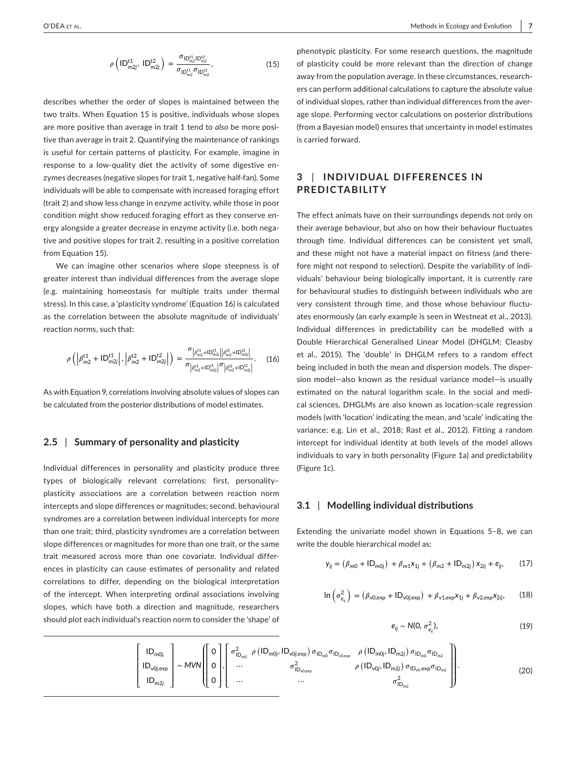$$\rho\left(\mathrm{ID}_{\mathrm{m}2j}^{\mathrm{t}1}, \mathrm{ID}_{\mathrm{m}2j}^{\mathrm{t}2}\right) = \frac{\sigma_{\mathrm{ID}_{\mathrm{m}2}^{\mathrm{t}1}\mathrm{ID}_{\mathrm{m}2}^{\mathrm{t}2}}}{\sigma_{\mathrm{ID}_{\mathrm{m}2}^{\mathrm{t}1}}\sigma_{\mathrm{ID}_{\mathrm{m}2}^{\mathrm{t}2}}}, \tag{15}$$

describes whether the order of slopes is maintained between the two traits. When Equation 15 is positive, individuals whose slopes are more positive than average in trait 1 tend to *also* be more positive than average in trait 2. Quantifying the maintenance of rankings is useful for certain patterns of plasticity. For example, imagine in response to a low-quality diet the activity of some digestive enzymes decreases (negative slopes for trait 1, negative half-fan). Some individuals will be able to compensate with increased foraging effort (trait 2) and show less change in enzyme activity, while those in poor condition might show reduced foraging effort as they conserve energy alongside a greater decrease in enzyme activity (i.e. both negative and positive slopes for trait 2, resulting in a positive correlation from Equation 15).

We can imagine other scenarios where slope steepness is of greater interest than individual differences from the average slope (e.g. maintaining homeostasis for multiple traits under thermal stress). In this case, a 'plasticity syndrome' (Equation 16) is calculated as the correlation between the absolute magnitude of individuals' reaction norms, such that:

$$\rho\left(\left|\beta_{\mathrm{m}2}^{\mathrm{t}1} + \mathrm{ID}_{\mathrm{m}2j}^{\mathrm{t}1}\right|, \left|\beta_{\mathrm{m}2}^{\mathrm{t}2} + \mathrm{ID}_{\mathrm{m}2j}^{\mathrm{t}2}\right|\right) = \frac{\sigma_{\left|\beta_{\mathrm{m}2}^{\mathrm{t}1}+\mathrm{ID}_{\mathrm{m}2j}^{\mathrm{t}1}\right|\left|\beta_{\mathrm{m}2}^{\mathrm{t}2}+\mathrm{ID}_{\mathrm{m}2j}^{\mathrm{t}2}\right|}}{\sigma_{\left|\beta_{\mathrm{m}2}^{\mathrm{t}1}+\mathrm{ID}_{\mathrm{m}2j}^{\mathrm{t}1}\right|}\sigma_{\left|\beta_{\mathrm{m}2}^{\mathrm{t}2}+\mathrm{ID}_{\mathrm{m}2j}^{\mathrm{t}2}\right|}}. \tag{16}$$

As with Equation 9, correlations involving absolute values of slopes can be calculated from the posterior distributions of model estimates.

### 2.5 | Summary of personality and plasticity

Individual differences in personality and plasticity produce three types of biologically relevant correlations: first, personality–plasticity associations are a correlation between reaction norm intercepts and slope differences or magnitudes; second, behavioural syndromes are a correlation between individual intercepts for more than one trait; third, plasticity syndromes are a correlation between slope differences or magnitudes for more than one trait, or the same trait measured across more than one covariate. Individual differences in plasticity can cause estimates of personality and related correlations to differ, depending on the biological interpretation of the intercept. When interpreting ordinal associations involving slopes, which have both a direction and magnitude, researchers should plot each individual's reaction norm to consider the 'shape' of phenotypic plasticity. For some research questions, the magnitude of plasticity could be more relevant than the direction of change away from the population average. In these circumstances, researchers can perform additional calculations to capture the absolute value of individual slopes, rather than individual differences from the average slope. Performing vector calculations on posterior distributions (from a Bayesian model) ensures that uncertainty in model estimates is carried forward.

## 3 | INDIVIDUAL DIFFERENCES IN PREDICTABILITY

The effect animals have on their surroundings depends not only on their average behaviour, but also on how their behaviour fluctuates through time. Individual differences can be consistent yet small, and these might not have a material impact on fitness (and therefore might not respond to selection). Despite the variability of individuals' behaviour being biologically important, it is currently rare for behavioural studies to distinguish between individuals who are very consistent through time, and those whose behaviour fluctuates enormously (an early example is seen in Westneat et al., 2013). Individual differences in predictability can be modelled with a Double Hierarchical Generalised Linear Model (DHGLM; Cleasby et al., 2015). The 'double' in DHGLM refers to a random effect being included in both the mean and dispersion models. The dispersion model—also known as the residual variance model—is usually estimated on the natural logarithm scale. In the social and medical sciences, DHGLMs are also known as location-scale regression models (with 'location' indicating the mean, and 'scale' indicating the variance; e.g. Lin et al., 2018; Rast et al., 2012). Fitting a random intercept for individual identity at both levels of the model allows individuals to vary in both personality (Figure 1a) and predictability (Figure 1c).

### 3.1 | Modelling individual distributions

Extending the univariate model shown in Equations 5–8, we can write the double hierarchical model as:

$$y_{ij} = \left(\beta_{\mathrm{m}0} + \mathrm{ID}_{\mathrm{m}0j}\right) + \beta_{\mathrm{m}1}x_{1j} + \left(\beta_{\mathrm{m}2} + \mathrm{ID}_{\mathrm{m}2j}\right)x_{2ij} + e_{ij}, \tag{17}$$

$$\ln\left(\sigma_{e_{ij}}^2\right) = \left(\beta_{\mathrm{v}0,\mathrm{exp}} + \mathrm{ID}_{\mathrm{v}0j,\mathrm{exp}}\right) + \beta_{\mathrm{v}1,\mathrm{exp}}x_{1j} + \beta_{\mathrm{v}2,\mathrm{exp}}x_{2ij}, \tag{18}$$

$$e_{ij} \sim N(0, \sigma_{e_{ij}}^2), \tag{19}$$

$$\begin{bmatrix} \mathrm{ID}_{\mathrm{m}0j} \\ \mathrm{ID}_{\mathrm{v}0j,\mathrm{exp}} \\ \mathrm{ID}_{\mathrm{m}2j} \end{bmatrix} \sim MVN\left(\begin{bmatrix} 0 \\ 0 \\ 0 \end{bmatrix}, \begin{bmatrix} \sigma_{\mathrm{ID}_{\mathrm{m}0}}^2 & \rho\left(\mathrm{ID}_{\mathrm{m}0j}, \mathrm{ID}_{\mathrm{v}0j,\mathrm{exp}}\right)\sigma_{\mathrm{ID}_{\mathrm{m}0}}\sigma_{\mathrm{ID}_{\mathrm{v}0,\mathrm{exp}}} & \rho\left(\mathrm{ID}_{\mathrm{m}0j}, \mathrm{ID}_{\mathrm{m}2j}\right)\sigma_{\mathrm{ID}_{\mathrm{m}0}}\sigma_{\mathrm{ID}_{\mathrm{m}2}} \\ \cdots & \sigma_{\mathrm{ID}_{\mathrm{v}0,\mathrm{exp}}}^2 & \rho\left(\mathrm{ID}_{\mathrm{v}0j}, \mathrm{ID}_{\mathrm{m}2j}\right)\sigma_{\mathrm{ID}_{\mathrm{v}0},\mathrm{exp}}\sigma_{\mathrm{ID}_{\mathrm{m}2}} \\ \cdots & \cdots & \sigma_{\mathrm{ID}_{\mathrm{m}2}}^2 \end{bmatrix}\right). \tag{20}$$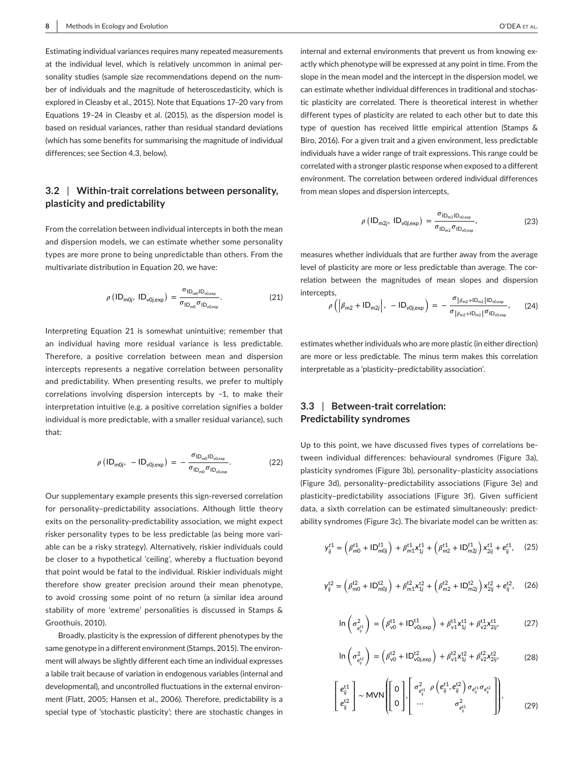Estimating individual variances requires many repeated measurements at the individual level, which is relatively uncommon in animal personality studies (sample size recommendations depend on the number of individuals and the magnitude of heteroscedasticity, which is explored in Cleasby et al., 2015). Note that Equations 17–20 vary from Equations 19–24 in Cleasby et al. (2015), as the dispersion model is based on residual variances, rather than residual standard deviations (which has some benefits for summarising the magnitude of individual differences; see Section 4.3, below).

### 3.2 | Within-trait correlations between personality, plasticity and predictability

From the correlation between individual intercepts in both the mean and dispersion models, we can estimate whether some personality types are more prone to being unpredictable than others. From the multivariate distribution in Equation 20, we have:

$$\rho\left(\mathrm{ID}_{\mathrm{m}0j},\ \mathrm{ID}_{\mathrm{v}0j,\mathrm{exp}}\right) = \frac{\sigma_{\mathrm{ID}_{\mathrm{m}0}\mathrm{ID}_{\mathrm{v}0,\mathrm{exp}}}}{\sigma_{\mathrm{ID}_{\mathrm{m}0}}\sigma_{\mathrm{ID}_{\mathrm{v}0,\mathrm{exp}}}}. \tag{21}$$

Interpreting Equation 21 is somewhat unintuitive; remember that an individual having more residual variance is less predictable. Therefore, a positive correlation between mean and dispersion intercepts represents a negative correlation between personality and predictability. When presenting results, we prefer to multiply correlations involving dispersion intercepts by −1, to make their interpretation intuitive (e.g. a positive correlation signifies a bolder individual is more predictable, with a smaller residual variance), such that:

$$\rho\left(\mathrm{ID}_{\mathrm{m}0j},\ -\mathrm{ID}_{\mathrm{v}0j,\mathrm{exp}}\right) = -\frac{\sigma_{\mathrm{ID}_{\mathrm{m}0}\mathrm{ID}_{\mathrm{v}0,\mathrm{exp}}}}{\sigma_{\mathrm{ID}_{\mathrm{m}0}}\sigma_{\mathrm{ID}_{\mathrm{v}0,\mathrm{exp}}}}. \tag{22}$$

Our supplementary example presents this sign-reversed correlation for personality–predictability associations. Although little theory exits on the personality-predictability association, we might expect risker personality types to be less predictable (as being more variable can be a risky strategy). Alternatively, riskier individuals could be closer to a hypothetical 'ceiling', whereby a fluctuation beyond that point would be fatal to the individual. Riskier individuals might therefore show greater precision around their mean phenotype, to avoid crossing some point of no return (a similar idea around stability of more 'extreme' personalities is discussed in Stamps & Groothuis, 2010).

Broadly, plasticity is the expression of different phenotypes by the same genotype in a different environment (Stamps, 2015). The environment will always be slightly different each time an individual expresses a labile trait because of variation in endogenous variables (internal and developmental), and uncontrolled fluctuations in the external environment (Flatt, 2005; Hansen et al., 2006). Therefore, predictability is a special type of 'stochastic plasticity'; there are stochastic changes in internal and external environments that prevent us from knowing exactly which phenotype will be expressed at any point in time. From the slope in the mean model and the intercept in the dispersion model, we can estimate whether individual differences in traditional and stochastic plasticity are correlated. There is theoretical interest in whether different types of plasticity are related to each other but to date this type of question has received little empirical attention (Stamps & Biro, 2016). For a given trait and a given environment, less predictable individuals have a wider range of trait expressions. This range could be correlated with a stronger plastic response when exposed to a different environment. The correlation between ordered individual differences from mean slopes and dispersion intercepts,

$$\rho\left(\mathrm{ID}_{\mathrm{m}2j},\ \mathrm{ID}_{\mathrm{v}0j,\mathrm{exp}}\right) = \frac{\sigma_{\mathrm{ID}_{\mathrm{m}2}\mathrm{ID}_{\mathrm{v}0,\mathrm{exp}}}}{\sigma_{\mathrm{ID}_{\mathrm{m}2}}\sigma_{\mathrm{ID}_{\mathrm{v}0,\mathrm{exp}}}}, \tag{23}$$

measures whether individuals that are further away from the average level of plasticity are more or less predictable than average. The correlation between the magnitudes of mean slopes and dispersion intercepts,

$$\rho\left(\left|\beta_{\mathrm{m}2} + \mathrm{ID}_{\mathrm{m}2j}\right|,\ -\mathrm{ID}_{\mathrm{v}0j,\mathrm{exp}}\right) = -\frac{\sigma_{\left|\beta_{\mathrm{m}2}+\mathrm{ID}_{\mathrm{m}2}\right|\mathrm{ID}_{\mathrm{v}0,\mathrm{exp}}}}{\sigma_{\left|\beta_{\mathrm{m}2}+\mathrm{ID}_{\mathrm{m}2}\right|}\sigma_{\mathrm{ID}_{\mathrm{v}0,\mathrm{exp}}}}, \tag{24}$$

estimates whether individuals who are more plastic (in either direction) are more or less predictable. The minus term makes this correlation interpretable as a 'plasticity–predictability association'.

### 3.3 | Between-trait correlation: Predictability syndromes

Up to this point, we have discussed fives types of correlations between individual differences: behavioural syndromes (Figure 3a), plasticity syndromes (Figure 3b), personality–plasticity associations (Figure 3d), personality–predictability associations (Figure 3e) and plasticity–predictability associations (Figure 3f). Given sufficient data, a sixth correlation can be estimated simultaneously: predictability syndromes (Figure 3c). The bivariate model can be written as:

$$y_{ij}^{t1} = \left(\beta_{m0}^{t1} + \mathrm{ID}_{\mathrm{m}0j}^{t1}\right) + \beta_{\mathrm{m}1}^{t1}x_{1j}^{t1} + \left(\beta_{m2}^{t1} + \mathrm{ID}_{\mathrm{m}2j}^{t1}\right)x_{2ij}^{t1} + e_{ij}^{t1}, \tag{25}$$

$$y_{ij}^{t2} = \left(\beta_{\mathrm{m}0}^{t2} + \mathrm{ID}_{\mathrm{m}0j}^{t2}\right) + \beta_{\mathrm{m}1}^{t2}x_{1j}^{t2} + \left(\beta_{\mathrm{m}2}^{t2} + \mathrm{ID}_{\mathrm{m}2j}^{t2}\right)x_{2ij}^{t2} + e_{ij}^{t2}, \tag{26}$$

$$\ln\left(\sigma_{e_{ij}^{t1}}^{2}\right) = \left(\beta_{\mathrm{v}0}^{t1} + \mathrm{ID}_{\mathrm{v}0j,\mathrm{exp}}^{t1}\right) + \beta_{\mathrm{v}1}^{t1}x_{1j}^{t1} + \beta_{\mathrm{v}2}^{t1}x_{2ij}^{t1}, \tag{27}$$

$$\ln\left(\sigma_{e_{ij}^{t2}}^{2}\right) = \left(\beta_{\mathrm{v}0}^{t2} + \mathrm{ID}_{\mathrm{v}0j,\mathrm{exp}}^{t2}\right) + \beta_{\mathrm{v}1}^{t2}x_{1j}^{t2} + \beta_{\mathrm{v}2}^{t2}x_{2ij}^{t2}, \tag{28}$$

$$\begin{bmatrix} e_{ij}^{t1} \\ e_{ij}^{t2} \end{bmatrix} \sim \mathrm{MVN}\left(\begin{bmatrix} 0 \\ 0 \end{bmatrix}, \begin{bmatrix} \sigma_{e_{ij}^{t1}}^{2} & \rho\left(e_{ij}^{t1}, e_{ij}^{t2}\right)\sigma_{e_{ij}^{t1}}\sigma_{e_{ij}^{t2}} \\ \cdots & \sigma_{e_{ij}^{t2}}^{2} \end{bmatrix}\right), \tag{29}$$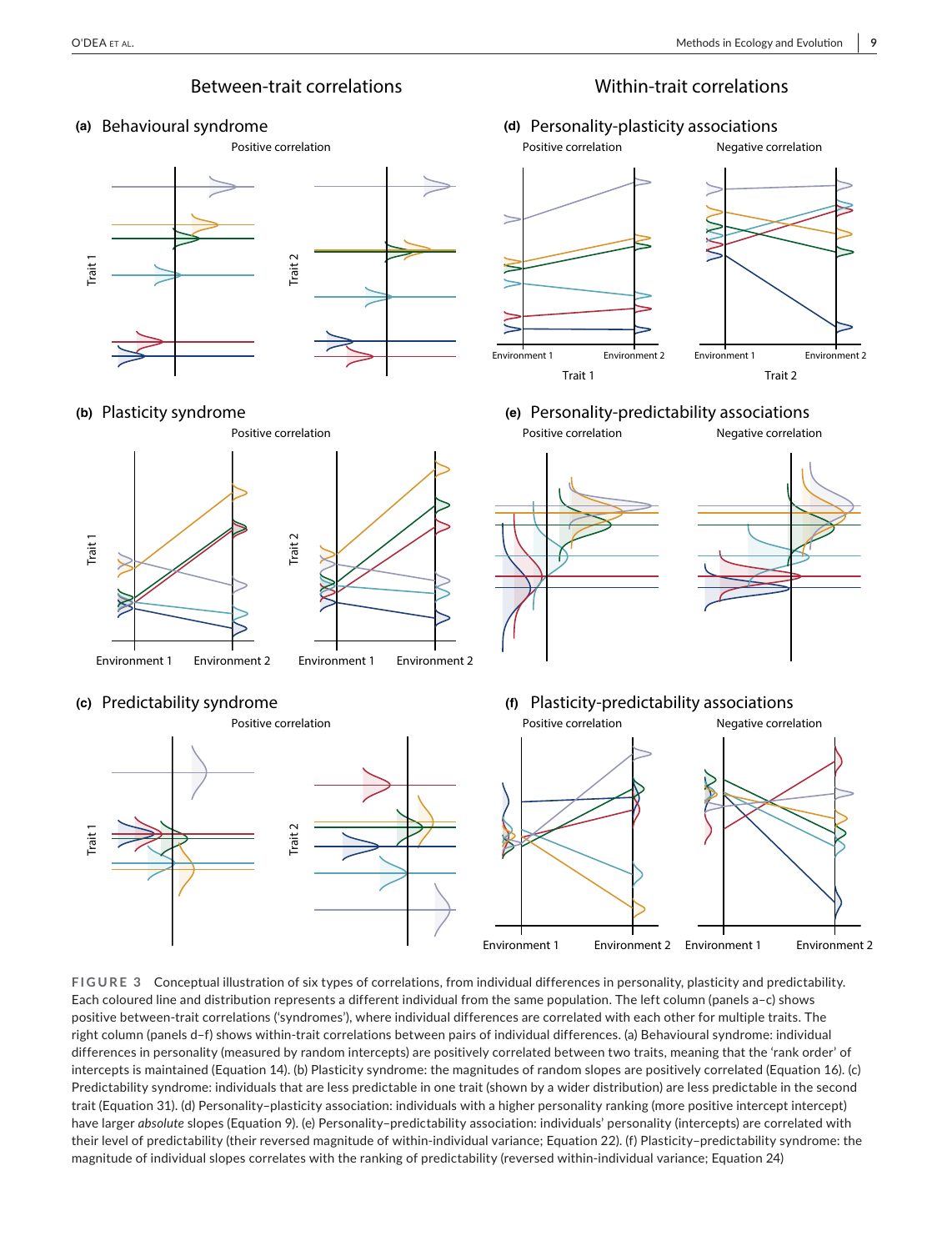**FIGURE 3** Conceptual illustration of six types of correlations, from individual differences in personality, plasticity and predictability. Each coloured line and distribution represents a different individual from the same population. The left column (panels a–c) shows positive between-trait correlations ('syndromes'), where individual differences are correlated with each other for multiple traits. The right column (panels d–f) shows within-trait correlations between pairs of individual differences. (a) Behavioural syndrome: individual differences in personality (measured by random intercepts) are positively correlated between two traits, meaning that the 'rank order' of intercepts is maintained (Equation 14). (b) Plasticity syndrome: the magnitudes of random slopes are positively correlated (Equation 16). (c) Predictability syndrome: individuals that are less predictable in one trait (shown by a wider distribution) are less predictable in the second trait (Equation 31). (d) Personality–plasticity association: individuals with a higher personality ranking (more positive intercept intercept) have larger *absolute* slopes (Equation 9). (e) Personality–predictability association: individuals' personality (intercepts) are correlated with their level of predictability (their reversed magnitude of within-individual variance; Equation 22). (f) Plasticity–predictability syndrome: the magnitude of individual slopes correlates with the ranking of predictability (reversed within-individual variance; Equation 24)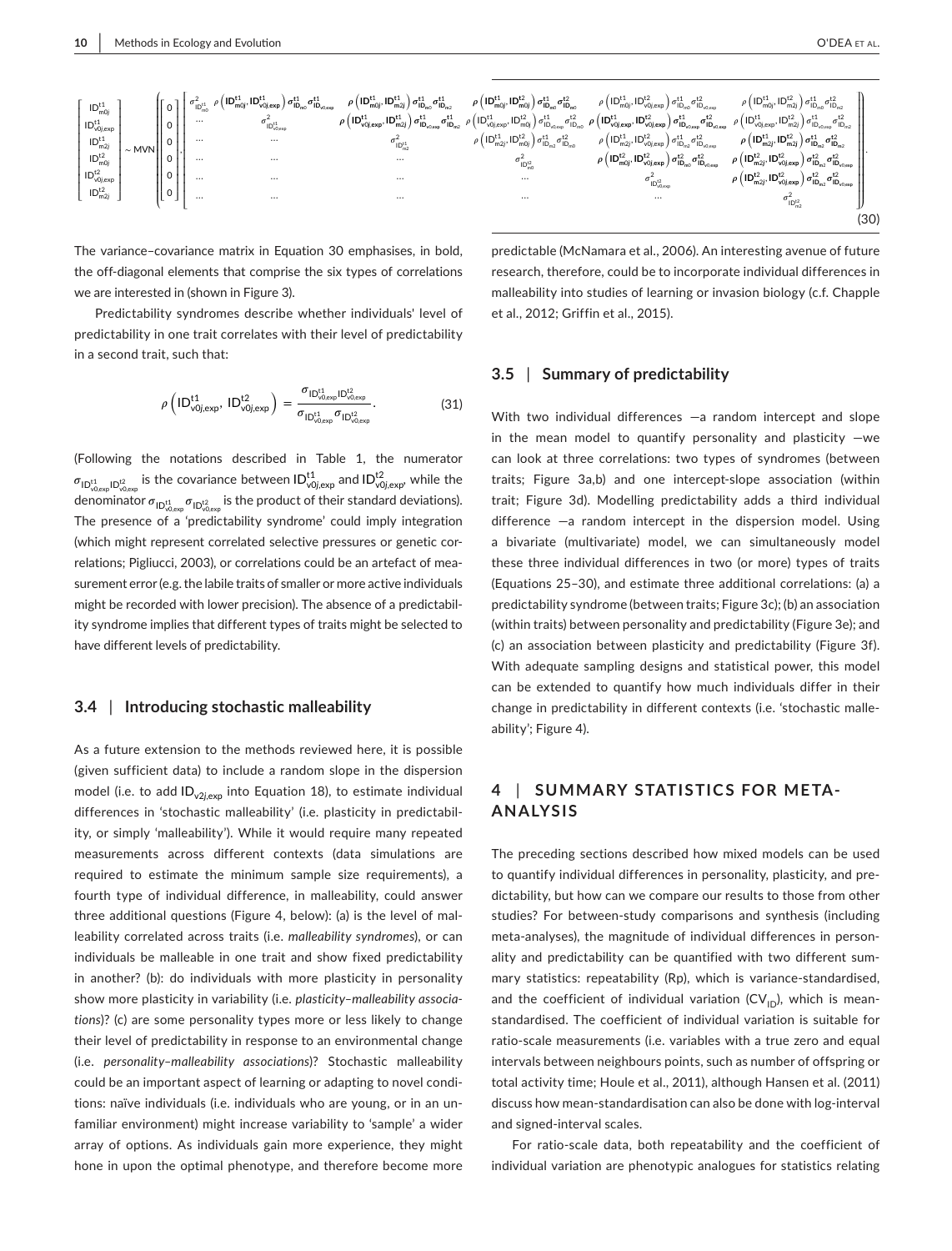$$
\begin{bmatrix} \mathrm{ID}^{t1}_{m0j} \\ \mathrm{ID}^{t1}_{v0j,\exp} \\ \mathrm{ID}^{t1}_{m2j} \\ \mathrm{ID}^{t2}_{m0j} \\ \mathrm{ID}^{t2}_{v0j,\exp} \\ \mathrm{ID}^{t2}_{m2j} \end{bmatrix} \sim \mathrm{MVN}\left( \begin{bmatrix} 0 \\ 0 \\ 0 \\ 0 \\ 0 \\ 0 \end{bmatrix}, \begin{bmatrix} \sigma^2_{\mathrm{ID}^{t1}_{m0}} & \rho\left(\mathbf{ID}^{t1}_{m0j}, \mathbf{ID}^{t1}_{v0j,\exp}\right)\sigma^{t1}_{\mathrm{ID}_{m0}}\sigma^{t1}_{\mathrm{ID}_{v0,\exp}} & \rho\left(\mathbf{ID}^{t1}_{m0j}, \mathbf{ID}^{t1}_{m2j}\right)\sigma^{t1}_{\mathrm{ID}_{m0}}\sigma^{t1}_{\mathrm{ID}_{m2}} & \rho\left(\mathbf{ID}^{t1}_{m0j}, \mathbf{ID}^{t2}_{m0j}\right)\sigma^{t1}_{\mathrm{ID}_{m0}}\sigma^{t2}_{\mathrm{ID}_{m0}} & \rho\left(\mathrm{ID}^{t1}_{m0j}, \mathrm{ID}^{t2}_{v0j,\exp}\right)\sigma^{t1}_{\mathrm{ID}_{m0}}\sigma^{t2}_{\mathrm{ID}_{v0,\exp}} & \rho\left(\mathrm{ID}^{t1}_{m0j}, \mathrm{ID}^{t2}_{m2j}\right)\sigma^{t1}_{\mathrm{ID}_{m0}}\sigma^{t2}_{\mathrm{ID}_{m2}} \\ \cdots & \sigma^2_{\mathrm{ID}^{t1}_{v0,\exp}} & \rho\left(\mathbf{ID}^{t1}_{v0j,\exp}, \mathbf{ID}^{t1}_{m2j}\right)\sigma^{t1}_{\mathrm{ID}_{v0,\exp}}\sigma^{t1}_{\mathrm{ID}_{m2}} & \rho\left(\mathrm{ID}^{t1}_{v0j,\exp}, \mathrm{ID}^{t2}_{m0j}\right)\sigma^{t1}_{\mathrm{ID}_{v0,\exp}}\sigma^{t2}_{\mathrm{ID}_{m0}} & \rho\left(\mathbf{ID}^{t1}_{v0j,\exp}, \mathbf{ID}^{t2}_{v0j,\exp}\right)\sigma^{t1}_{\mathrm{ID}_{v0,\exp}}\sigma^{t2}_{\mathrm{ID}_{v0,\exp}} & \rho\left(\mathrm{ID}^{t1}_{v0j,\exp}, \mathrm{ID}^{t2}_{m2j}\right)\sigma^{t1}_{\mathrm{ID}_{v0,\exp}}\sigma^{t2}_{\mathrm{ID}_{m2}} \\ \cdots & \cdots & \sigma^2_{\mathrm{ID}^{t1}_{m2}} & \rho\left(\mathrm{ID}^{t1}_{m2j}, \mathrm{ID}^{t2}_{m0j}\right)\sigma^{t1}_{\mathrm{ID}_{m2}}\sigma^{t2}_{\mathrm{ID}_{m0}} & \rho\left(\mathrm{ID}^{t1}_{m2j}, \mathrm{ID}^{t2}_{v0j,\exp}\right)\sigma^{t1}_{\mathrm{ID}_{m2}}\sigma^{t2}_{\mathrm{ID}_{v0,\exp}} & \rho\left(\mathbf{ID}^{t1}_{m2j}, \mathbf{ID}^{t2}_{m2j}\right)\sigma^{t1}_{\mathrm{ID}_{m2}}\sigma^{t2}_{\mathrm{ID}_{m2}} \\ \cdots & \cdots & \cdots & \sigma^2_{\mathrm{ID}^{t2}_{m0}} & \rho\left(\mathbf{ID}^{t2}_{m0j}, \mathbf{ID}^{t2}_{v0j,\exp}\right)\sigma^{t2}_{\mathrm{ID}_{m0}}\sigma^{t2}_{\mathrm{ID}_{v0,\exp}} & \rho\left(\mathbf{ID}^{t2}_{m2j}, \mathbf{ID}^{t2}_{v0j,\exp}\right)\sigma^{t2}_{\mathrm{ID}_{m2}}\sigma^{t2}_{\mathrm{ID}_{v0,\exp}} \\ \cdots & \cdots & \cdots & \cdots & \sigma^2_{\mathrm{ID}^{t2}_{v0,\exp}} & \rho\left(\mathbf{ID}^{t2}_{m2j}, \mathbf{ID}^{t2}_{v0j,\exp}\right)\sigma^{t2}_{\mathrm{ID}_{m2}}\sigma^{t2}_{\mathrm{ID}_{v0,\exp}} \\ \cdots & \cdots & \cdots & \cdots & \cdots & \sigma^2_{\mathrm{ID}^{t2}_{m2}} \end{bmatrix} \right). \tag{30}
$$

The variance–covariance matrix in Equation 30 emphasises, in bold, the off-diagonal elements that comprise the six types of correlations we are interested in (shown in Figure 3).

Predictability syndromes describe whether individuals' level of predictability in one trait correlates with their level of predictability in a second trait, such that:

$$
\rho\left(\mathrm{ID}^{t1}_{v0j,\exp}, \mathrm{ID}^{t2}_{v0j,\exp}\right) = \frac{\sigma_{\mathrm{ID}^{t1}_{v0,\exp}\mathrm{ID}^{t2}_{v0,\exp}}}{\sigma_{\mathrm{ID}^{t1}_{v0,\exp}}\sigma_{\mathrm{ID}^{t2}_{v0,\exp}}}. \tag{31}
$$

(Following the notations described in Table 1, the numerator $\sigma_{\mathrm{ID}^{t1}_{v0,\exp}\mathrm{ID}^{t2}_{v0,\exp}}$ is the covariance between $\mathrm{ID}^{t1}_{v0j,\exp}$ and $\mathrm{ID}^{t2}_{v0j,\exp}$, while the denominator $\sigma_{\mathrm{ID}^{t1}_{v0,\exp}}\sigma_{\mathrm{ID}^{t2}_{v0,\exp}}$ is the product of their standard deviations). The presence of a 'predictability syndrome' could imply integration (which might represent correlated selective pressures or genetic correlations; Pigliucci, 2003), or correlations could be an artefact of measurement error (e.g. the labile traits of smaller or more active individuals might be recorded with lower precision). The absence of a predictability syndrome implies that different types of traits might be selected to have different levels of predictability.

### 3.4 | Introducing stochastic malleability

As a future extension to the methods reviewed here, it is possible (given sufficient data) to include a random slope in the dispersion model (i.e. to add $\mathrm{ID}_{v2j,\exp}$ into Equation 18), to estimate individual differences in 'stochastic malleability' (i.e. plasticity in predictability, or simply 'malleability'). While it would require many repeated measurements across different contexts (data simulations are required to estimate the minimum sample size requirements), a fourth type of individual difference, in malleability, could answer three additional questions (Figure 4, below): (a) is the level of malleability correlated across traits (i.e. *malleability syndromes*), or can individuals be malleable in one trait and show fixed predictability in another? (b): do individuals with more plasticity in personality show more plasticity in variability (i.e. *plasticity–malleability associations*)? (c) are some personality types more or less likely to change their level of predictability in response to an environmental change (i.e. *personality–malleability associations*)? Stochastic malleability could be an important aspect of learning or adapting to novel conditions: naïve individuals (i.e. individuals who are young, or in an unfamiliar environment) might increase variability to 'sample' a wider array of options. As individuals gain more experience, they might hone in upon the optimal phenotype, and therefore become more predictable (McNamara et al., 2006). An interesting avenue of future research, therefore, could be to incorporate individual differences in malleability into studies of learning or invasion biology (c.f. Chapple et al., 2012; Griffin et al., 2015).

### 3.5 | Summary of predictability

With two individual differences —a random intercept and slope in the mean model to quantify personality and plasticity —we can look at three correlations: two types of syndromes (between traits; Figure 3a,b) and one intercept-slope association (within trait; Figure 3d). Modelling predictability adds a third individual difference —a random intercept in the dispersion model. Using a bivariate (multivariate) model, we can simultaneously model these three individual differences in two (or more) types of traits (Equations 25–30), and estimate three additional correlations: (a) a predictability syndrome (between traits; Figure 3c); (b) an association (within traits) between personality and predictability (Figure 3e); and (c) an association between plasticity and predictability (Figure 3f). With adequate sampling designs and statistical power, this model can be extended to quantify how much individuals differ in their change in predictability in different contexts (i.e. 'stochastic malleability'; Figure 4).

## 4 | SUMMARY STATISTICS FOR META-ANALYSIS

The preceding sections described how mixed models can be used to quantify individual differences in personality, plasticity, and predictability, but how can we compare our results to those from other studies? For between-study comparisons and synthesis (including meta-analyses), the magnitude of individual differences in personality and predictability can be quantified with two different summary statistics: repeatability (Rp), which is variance-standardised, and the coefficient of individual variation ($CV_{ID}$), which is mean-standardised. The coefficient of individual variation is suitable for ratio-scale measurements (i.e. variables with a true zero and equal intervals between neighbours points, such as number of offspring or total activity time; Houle et al., 2011), although Hansen et al. (2011) discuss how mean-standardisation can also be done with log-interval and signed-interval scales.

For ratio-scale data, both repeatability and the coefficient of individual variation are phenotypic analogues for statistics relating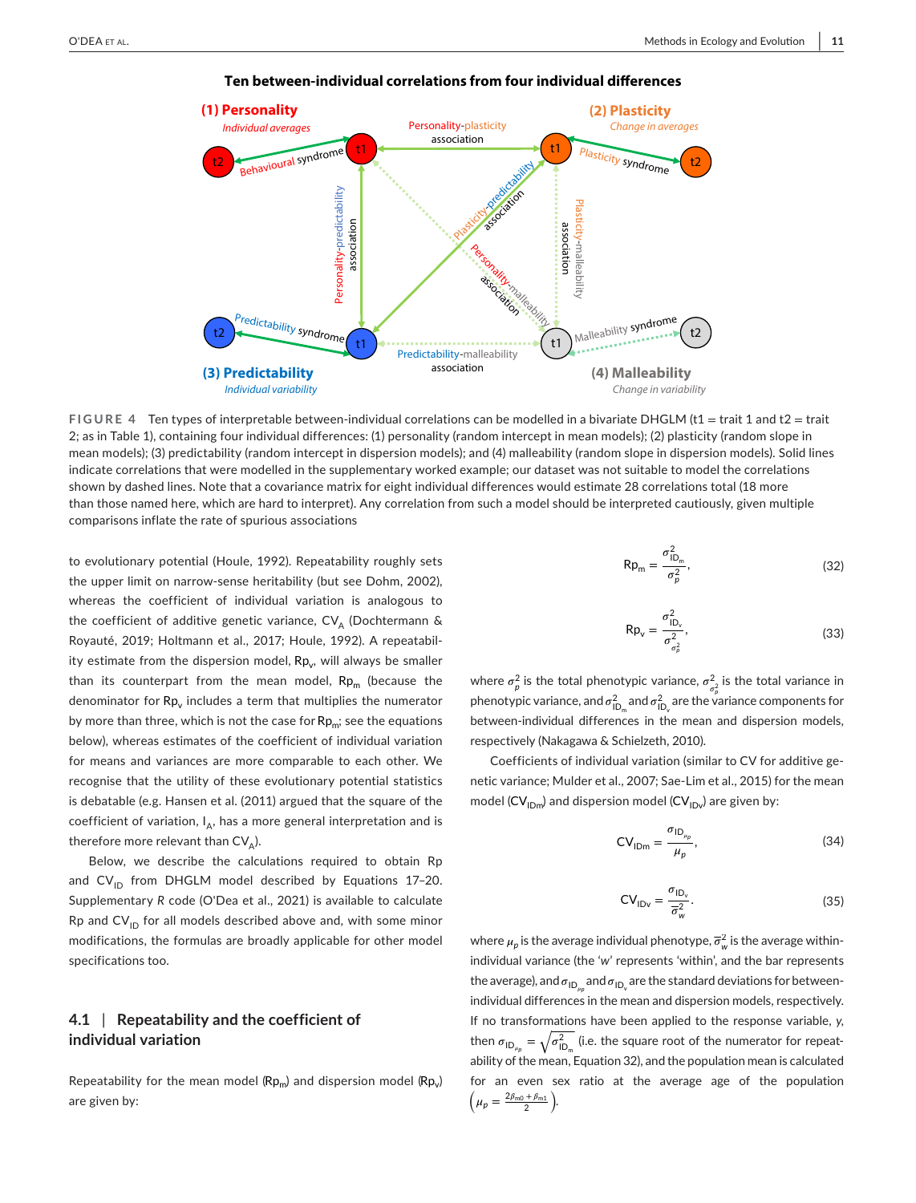**FIGURE 4** Ten types of interpretable between-individual correlations can be modelled in a bivariate DHGLM (t1 = trait 1 and t2 = trait 2; as in Table 1), containing four individual differences: (1) personality (random intercept in mean models); (2) plasticity (random slope in mean models); (3) predictability (random intercept in dispersion models); and (4) malleability (random slope in dispersion models). Solid lines indicate correlations that were modelled in the supplementary worked example; our dataset was not suitable to model the correlations shown by dashed lines. Note that a covariance matrix for eight individual differences would estimate 28 correlations total (18 more than those named here, which are hard to interpret). Any correlation from such a model should be interpreted cautiously, given multiple comparisons inflate the rate of spurious associations

to evolutionary potential (Houle, 1992). Repeatability roughly sets the upper limit on narrow-sense heritability (but see Dohm, 2002), whereas the coefficient of individual variation is analogous to the coefficient of additive genetic variance, $CV_A$ (Dochtermann & Royauté, 2019; Holtmann et al., 2017; Houle, 1992). A repeatability estimate from the dispersion model, $Rp_v$, will always be smaller than its counterpart from the mean model, $Rp_m$ (because the denominator for $Rp_v$ includes a term that multiplies the numerator by more than three, which is not the case for $Rp_m$; see the equations below), whereas estimates of the coefficient of individual variation for means and variances are more comparable to each other. We recognise that the utility of these evolutionary potential statistics is debatable (e.g. Hansen et al. (2011) argued that the square of the coefficient of variation, $I_A$, has a more general interpretation and is therefore more relevant than $CV_A$).

Below, we describe the calculations required to obtain Rp and $CV_{ID}$ from DHGLM model described by Equations 17–20. Supplementary *R* code (O'Dea et al., 2021) is available to calculate Rp and $CV_{ID}$ for all models described above and, with some minor modifications, the formulas are broadly applicable for other model specifications too.

## 4.1 | Repeatability and the coefficient of individual variation

Repeatability for the mean model ($Rp_m$) and dispersion model ($Rp_v$) are given by:

$$Rp_m = \frac{\sigma^2_{ID_m}}{\sigma^2_p}, \tag{32}$$

$$Rp_v = \frac{\sigma^2_{ID_v}}{\sigma^2_{\sigma^2_p}}, \tag{33}$$

where $\sigma^2_p$ is the total phenotypic variance, $\sigma^2_{\sigma^2_p}$ is the total variance in phenotypic variance, and $\sigma^2_{ID_m}$ and $\sigma^2_{ID_v}$ are the variance components for between-individual differences in the mean and dispersion models, respectively (Nakagawa & Schielzeth, 2010).

Coefficients of individual variation (similar to CV for additive genetic variance; Mulder et al., 2007; Sae-Lim et al., 2015) for the mean model ($CV_{IDm}$) and dispersion model ($CV_{IDv}$) are given by:

$$CV_{IDm} = \frac{\sigma_{ID_{\mu_p}}}{\mu_p}, \tag{34}$$

$$CV_{IDv} = \frac{\sigma_{ID_v}}{\overline{\sigma}^2_w}. \tag{35}$$

where $\mu_p$ is the average individual phenotype, $\overline{\sigma}^2_w$ is the average within-individual variance (the '*w*' represents 'within', and the bar represents the average), and $\sigma_{ID_{\mu_p}}$ and $\sigma_{ID_v}$ are the standard deviations for between-individual differences in the mean and dispersion models, respectively. If no transformations have been applied to the response variable, *y*, then $\sigma_{ID_{\mu_p}} = \sqrt{\sigma^2_{ID_m}}$ (i.e. the square root of the numerator for repeatability of the mean, Equation 32), and the population mean is calculated for an even sex ratio at the average age of the population $\left(\mu_p = \frac{2\beta_{m0} + \beta_{m1}}{2}\right)$.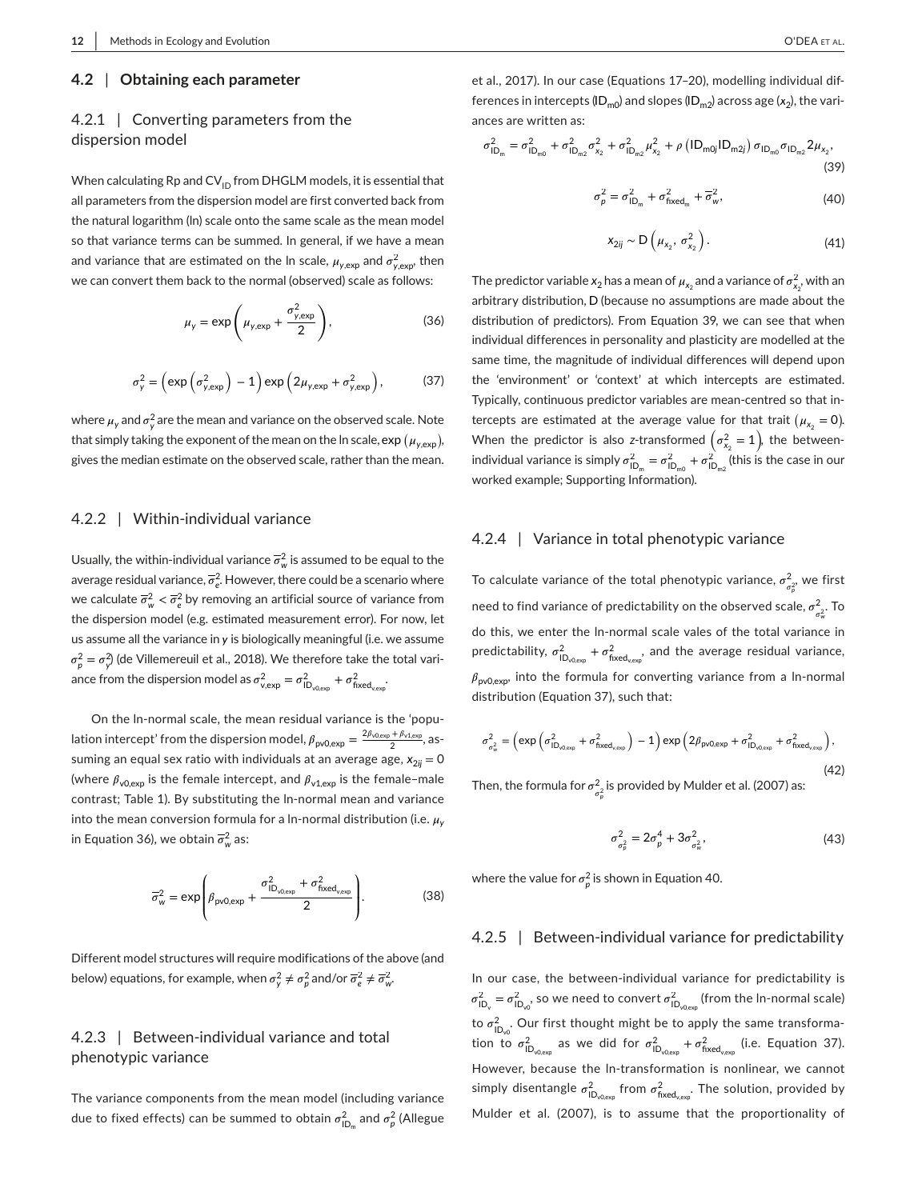### 4.2 | Obtaining each parameter

#### 4.2.1 | Converting parameters from the dispersion model

When calculating Rp and $CV_{ID}$ from DHGLM models, it is essential that all parameters from the dispersion model are first converted back from the natural logarithm (ln) scale onto the same scale as the mean model so that variance terms can be summed. In general, if we have a mean and variance that are estimated on the ln scale, $\mu_{y,\exp}$ and $\sigma^2_{y,\exp}$, then we can convert them back to the normal (observed) scale as follows:

$$\mu_y = \exp\left(\mu_{y,\exp} + \frac{\sigma^2_{y,\exp}}{2}\right), \tag{36}$$

$$\sigma^2_y = \left(\exp\left(\sigma^2_{y,\exp}\right) - 1\right)\exp\left(2\mu_{y,\exp} + \sigma^2_{y,\exp}\right), \tag{37}$$

where $\mu_y$ and $\sigma^2_y$ are the mean and variance on the observed scale. Note that simply taking the exponent of the mean on the ln scale, $\exp\left(\mu_{y,\exp}\right)$, gives the median estimate on the observed scale, rather than the mean.

#### 4.2.2 | Within-individual variance

Usually, the within-individual variance $\overline{\sigma}^2_w$ is assumed to be equal to the average residual variance, $\overline{\sigma}^2_e$. However, there could be a scenario where we calculate $\overline{\sigma}^2_w < \overline{\sigma}^2_e$ by removing an artificial source of variance from the dispersion model (e.g. estimated measurement error). For now, let us assume all the variance in $y$ is biologically meaningful (i.e. we assume $\sigma^2_p = \sigma^2_y$) (de Villemereuil et al., 2018). We therefore take the total variance from the dispersion model as $\sigma^2_{v,\exp} = \sigma^2_{ID_{v0,\exp}} + \sigma^2_{\text{fixed}_{v,\exp}}$.

On the ln-normal scale, the mean residual variance is the 'population intercept' from the dispersion model, $\beta_{pv0,\exp} = \frac{2\beta_{v0,\exp} + \beta_{v1,\exp}}{2}$, assuming an equal sex ratio with individuals at an average age, $x_{2ij} = 0$ (where $\beta_{v0,\exp}$ is the female intercept, and $\beta_{v1,\exp}$ is the female–male contrast; Table 1). By substituting the ln-normal mean and variance into the mean conversion formula for a ln-normal distribution (i.e. $\mu_y$ in Equation 36), we obtain $\overline{\sigma}^2_w$ as:

$$\overline{\sigma}^2_w = \exp\left(\beta_{pv0,\exp} + \frac{\sigma^2_{ID_{v0,\exp}} + \sigma^2_{\text{fixed}_{v,\exp}}}{2}\right). \tag{38}$$

Different model structures will require modifications of the above (and below) equations, for example, when $\sigma^2_y \neq \sigma^2_p$ and/or $\overline{\sigma}^2_e \neq \overline{\sigma}^2_w$.

#### 4.2.3 | Between-individual variance and total phenotypic variance

The variance components from the mean model (including variance due to fixed effects) can be summed to obtain $\sigma^2_{ID_m}$ and $\sigma^2_p$ (Allegue et al., 2017). In our case (Equations 17–20), modelling individual differences in intercepts ($ID_{m0}$) and slopes ($ID_{m2}$) across age ($x_2$), the variances are written as:

$$\sigma^2_{ID_m} = \sigma^2_{ID_{m0}} + \sigma^2_{ID_{m2}}\sigma^2_{x_2} + \sigma^2_{ID_{m2}}\mu^2_{x_2} + \rho\left(ID_{m0j}ID_{m2j}\right)\sigma_{ID_{m0}}\sigma_{ID_{m2}}2\mu_{x_2}, \tag{39}$$

$$\sigma^2_p = \sigma^2_{ID_m} + \sigma^2_{\text{fixed}_m} + \overline{\sigma}^2_w, \tag{40}$$

$$x_{2ij} \sim D\left(\mu_{x_2}, \sigma^2_{x_2}\right). \tag{41}$$

The predictor variable $x_2$ has a mean of $\mu_{x_2}$ and a variance of $\sigma^2_{x_2}$, with an arbitrary distribution, D (because no assumptions are made about the distribution of predictors). From Equation 39, we can see that when individual differences in personality and plasticity are modelled at the same time, the magnitude of individual differences will depend upon the 'environment' or 'context' at which intercepts are estimated. Typically, continuous predictor variables are mean-centred so that intercepts are estimated at the average value for that trait $\left(\mu_{x_2} = 0\right)$. When the predictor is also $z$-transformed $\left(\sigma^2_{x_2} = 1\right)$, the between-individual variance is simply $\sigma^2_{ID_m} = \sigma^2_{ID_{m0}} + \sigma^2_{ID_{m2}}$ (this is the case in our worked example; Supporting Information).

#### 4.2.4 | Variance in total phenotypic variance

To calculate variance of the total phenotypic variance, $\sigma^2_{\sigma^2_p}$, we first need to find variance of predictability on the observed scale, $\sigma^2_{\sigma^2_w}$. To do this, we enter the ln-normal scale vales of the total variance in predictability, $\sigma^2_{ID_{v0,\exp}} + \sigma^2_{\text{fixed}_{v,\exp}}$, and the average residual variance, $\beta_{pv0,\exp}$, into the formula for converting variance from a ln-normal distribution (Equation 37), such that:

$$\sigma^2_{\sigma^2_w} = \left(\exp\left(\sigma^2_{ID_{v0,\exp}} + \sigma^2_{\text{fixed}_{v,\exp}}\right) - 1\right)\exp\left(2\beta_{pv0,\exp} + \sigma^2_{ID_{v0,\exp}} + \sigma^2_{\text{fixed}_{v,\exp}}\right), \tag{42}$$

Then, the formula for $\sigma^2_{\sigma^2_p}$ is provided by Mulder et al. (2007) as:

$$\sigma^2_{\sigma^2_p} = 2\sigma^4_p + 3\sigma^2_{\sigma^2_w}, \tag{43}$$

where the value for $\sigma^2_p$ is shown in Equation 40.

#### 4.2.5 | Between-individual variance for predictability

In our case, the between-individual variance for predictability is $\sigma^2_{ID_v} = \sigma^2_{ID_{v0}}$, so we need to convert $\sigma^2_{ID_{v0,\exp}}$ (from the ln-normal scale) to $\sigma^2_{ID_{v0}}$. Our first thought might be to apply the same transformation to $\sigma^2_{ID_{v0,\exp}}$ as we did for $\sigma^2_{ID_{v0,\exp}} + \sigma^2_{\text{fixed}_{v,\exp}}$ (i.e. Equation 37). However, because the ln-transformation is nonlinear, we cannot simply disentangle $\sigma^2_{ID_{v0,\exp}}$ from $\sigma^2_{\text{fixed}_{v,\exp}}$. The solution, provided by Mulder et al. (2007), is to assume that the proportionality of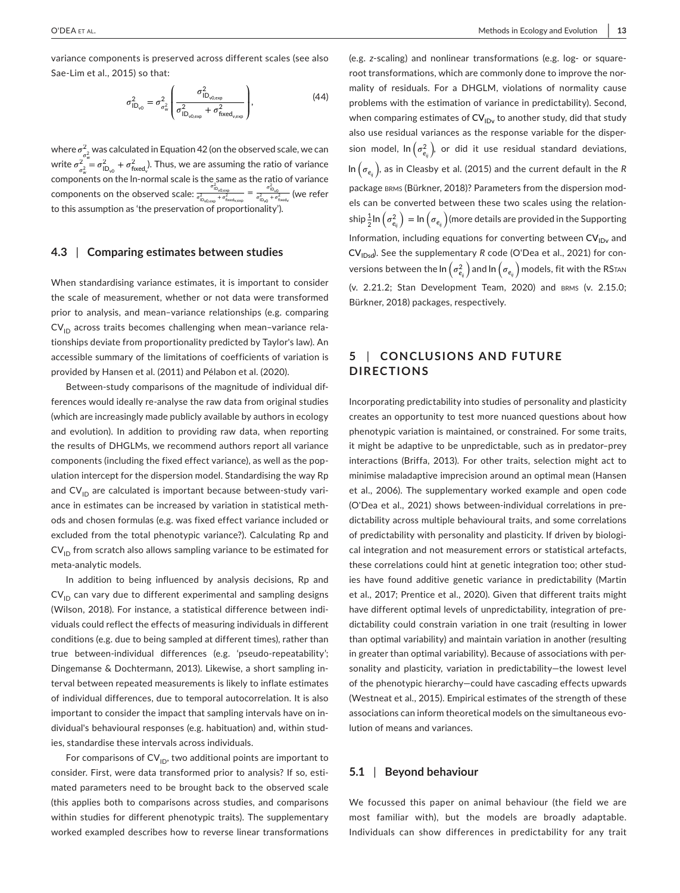variance components is preserved across different scales (see also Sae-Lim et al., 2015) so that:

$$\sigma^2_{\mathrm{ID}_{v0}} = \sigma^2_{\sigma^2_w} \left( \frac{\sigma^2_{\mathrm{ID}_{v0,\exp}}}{\sigma^2_{\mathrm{ID}_{v0,\exp}} + \sigma^2_{\mathrm{fixed}_{v,\exp}}} \right), \tag{44}$$

where $\sigma^2_{\sigma^2_w}$ was calculated in Equation 42 (on the observed scale, we can write $\sigma^2_{\sigma^2_w} = \sigma^2_{\mathrm{ID}_{v0}} + \sigma^2_{\mathrm{fixed}_v}$). Thus, we are assuming the ratio of variance components on the ln-normal scale is the same as the ratio of variance components on the observed scale: $\frac{\sigma^2_{\mathrm{ID}_{v0,\exp}}}{\sigma^2_{\mathrm{ID}_{v0,\exp}} + \sigma^2_{\mathrm{fixed}_{v,\exp}}} = \frac{\sigma^2_{\mathrm{ID}_{v0}}}{\sigma^2_{\mathrm{ID}_{v0}} + \sigma^2_{\mathrm{fixed}_v}}$ (we refer to this assumption as 'the preservation of proportionality').

### 4.3 | Comparing estimates between studies

When standardising variance estimates, it is important to consider the scale of measurement, whether or not data were transformed prior to analysis, and mean–variance relationships (e.g. comparing $\mathrm{CV_{ID}}$ across traits becomes challenging when mean–variance relationships deviate from proportionality predicted by Taylor's law). An accessible summary of the limitations of coefficients of variation is provided by Hansen et al. (2011) and Pélabon et al. (2020).

Between-study comparisons of the magnitude of individual differences would ideally re-analyse the raw data from original studies (which are increasingly made publicly available by authors in ecology and evolution). In addition to providing raw data, when reporting the results of DHGLMs, we recommend authors report all variance components (including the fixed effect variance), as well as the population intercept for the dispersion model. Standardising the way Rp and $\mathrm{CV_{ID}}$ are calculated is important because between-study variance in estimates can be increased by variation in statistical methods and chosen formulas (e.g. was fixed effect variance included or excluded from the total phenotypic variance?). Calculating Rp and $\mathrm{CV_{ID}}$ from scratch also allows sampling variance to be estimated for meta-analytic models.

In addition to being influenced by analysis decisions, Rp and $\mathrm{CV_{ID}}$ can vary due to different experimental and sampling designs (Wilson, 2018). For instance, a statistical difference between individuals could reflect the effects of measuring individuals in different conditions (e.g. due to being sampled at different times), rather than true between-individual differences (e.g. 'pseudo-repeatability'; Dingemanse & Dochtermann, 2013). Likewise, a short sampling interval between repeated measurements is likely to inflate estimates of individual differences, due to temporal autocorrelation. It is also important to consider the impact that sampling intervals have on individual's behavioural responses (e.g. habituation) and, within studies, standardise these intervals across individuals.

For comparisons of $\mathrm{CV_{ID}}$, two additional points are important to consider. First, were data transformed prior to analysis? If so, estimated parameters need to be brought back to the observed scale (this applies both to comparisons across studies, and comparisons within studies for different phenotypic traits). The supplementary worked exampled describes how to reverse linear transformations (e.g. *z*-scaling) and nonlinear transformations (e.g. log- or square-root transformations, which are commonly done to improve the normality of residuals. For a DHGLM, violations of normality cause problems with the estimation of variance in predictability). Second, when comparing estimates of $\mathrm{CV_{IDv}}$ to another study, did that study also use residual variances as the response variable for the dispersion model, $\ln\left(\sigma^2_{e_{ij}}\right)$, or did it use residual standard deviations, $\ln\left(\sigma_{e_{ij}}\right)$, as in Cleasby et al. (2015) and the current default in the *R* package BRMS (Bürkner, 2018)? Parameters from the dispersion models can be converted between these two scales using the relationship $\frac{1}{2}\ln\left(\sigma^2_{e_{ij}}\right) = \ln\left(\sigma_{e_{ij}}\right)$ (more details are provided in the Supporting Information, including equations for converting between $\mathrm{CV_{IDv}}$ and $\mathrm{CV_{IDsd}}$). See the supplementary *R* code (O'Dea et al., 2021) for conversions between the $\ln\left(\sigma^2_{e_{ij}}\right)$ and $\ln\left(\sigma_{e_{ij}}\right)$ models, fit with the RSTAN (v. 2.21.2; Stan Development Team, 2020) and BRMS (v. 2.15.0; Bürkner, 2018) packages, respectively.

## 5 | CONCLUSIONS AND FUTURE DIRECTIONS

Incorporating predictability into studies of personality and plasticity creates an opportunity to test more nuanced questions about how phenotypic variation is maintained, or constrained. For some traits, it might be adaptive to be unpredictable, such as in predator–prey interactions (Briffa, 2013). For other traits, selection might act to minimise maladaptive imprecision around an optimal mean (Hansen et al., 2006). The supplementary worked example and open code (O'Dea et al., 2021) shows between-individual correlations in predictability across multiple behavioural traits, and some correlations of predictability with personality and plasticity. If driven by biological integration and not measurement errors or statistical artefacts, these correlations could hint at genetic integration too; other studies have found additive genetic variance in predictability (Martin et al., 2017; Prentice et al., 2020). Given that different traits might have different optimal levels of unpredictability, integration of predictability could constrain variation in one trait (resulting in lower than optimal variability) and maintain variation in another (resulting in greater than optimal variability). Because of associations with personality and plasticity, variation in predictability—the lowest level of the phenotypic hierarchy—could have cascading effects upwards (Westneat et al., 2015). Empirical estimates of the strength of these associations can inform theoretical models on the simultaneous evolution of means and variances.

### 5.1 | Beyond behaviour

We focussed this paper on animal behaviour (the field we are most familiar with), but the models are broadly adaptable. Individuals can show differences in predictability for any trait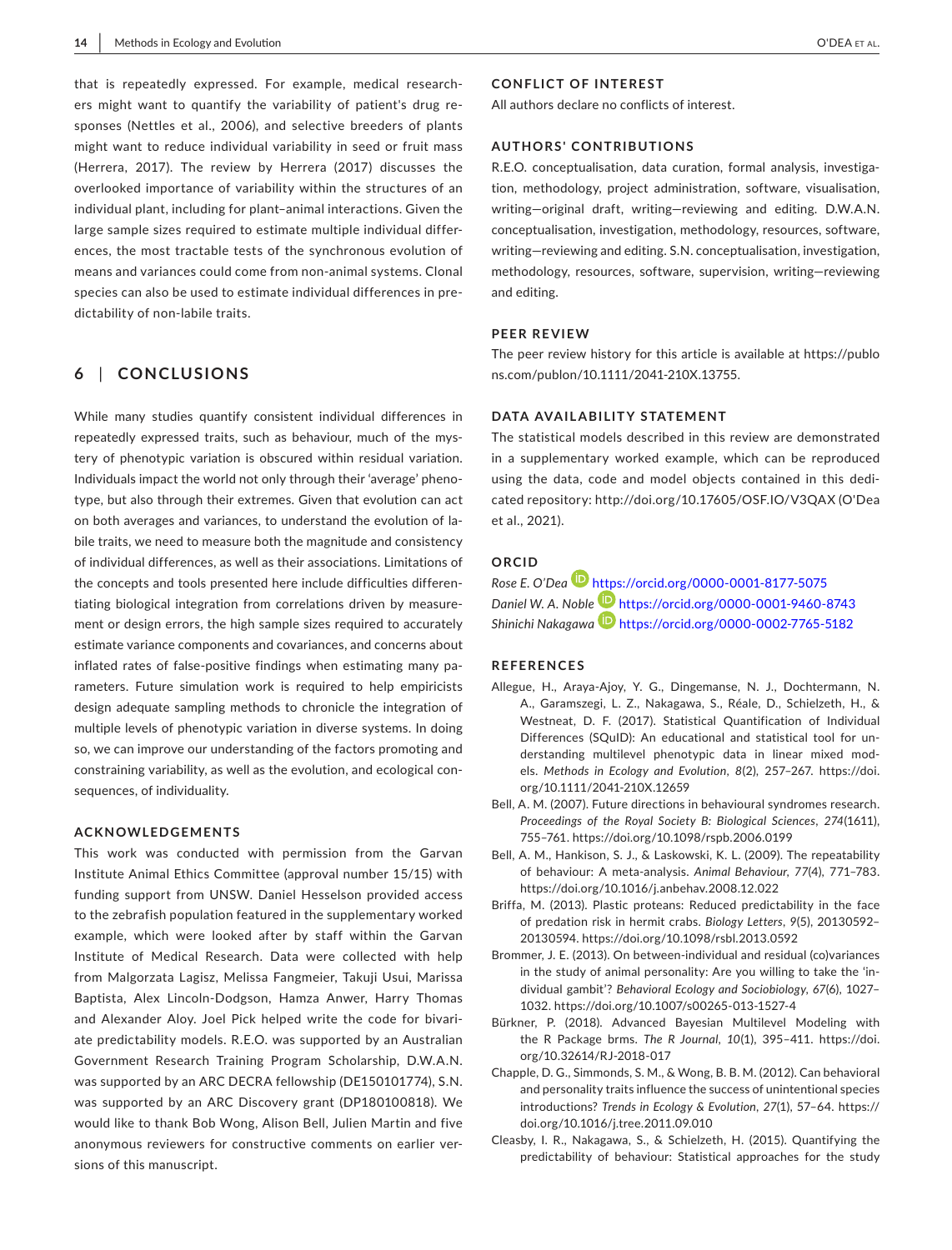that is repeatedly expressed. For example, medical researchers might want to quantify the variability of patient's drug responses (Nettles et al., 2006), and selective breeders of plants might want to reduce individual variability in seed or fruit mass (Herrera, 2017). The review by Herrera (2017) discusses the overlooked importance of variability within the structures of an individual plant, including for plant–animal interactions. Given the large sample sizes required to estimate multiple individual differences, the most tractable tests of the synchronous evolution of means and variances could come from non-animal systems. Clonal species can also be used to estimate individual differences in predictability of non-labile traits.

## 6 | CONCLUSIONS

While many studies quantify consistent individual differences in repeatedly expressed traits, such as behaviour, much of the mystery of phenotypic variation is obscured within residual variation. Individuals impact the world not only through their 'average' phenotype, but also through their extremes. Given that evolution can act on both averages and variances, to understand the evolution of labile traits, we need to measure both the magnitude and consistency of individual differences, as well as their associations. Limitations of the concepts and tools presented here include difficulties differentiating biological integration from correlations driven by measurement or design errors, the high sample sizes required to accurately estimate variance components and covariances, and concerns about inflated rates of false-positive findings when estimating many parameters. Future simulation work is required to help empiricists design adequate sampling methods to chronicle the integration of multiple levels of phenotypic variation in diverse systems. In doing so, we can improve our understanding of the factors promoting and constraining variability, as well as the evolution, and ecological consequences, of individuality.

### ACKNOWLEDGEMENTS

This work was conducted with permission from the Garvan Institute Animal Ethics Committee (approval number 15/15) with funding support from UNSW. Daniel Hesselson provided access to the zebrafish population featured in the supplementary worked example, which were looked after by staff within the Garvan Institute of Medical Research. Data were collected with help from Malgorzata Lagisz, Melissa Fangmeier, Takuji Usui, Marissa Baptista, Alex Lincoln-Dodgson, Hamza Anwer, Harry Thomas and Alexander Aloy. Joel Pick helped write the code for bivariate predictability models. R.E.O. was supported by an Australian Government Research Training Program Scholarship, D.W.A.N. was supported by an ARC DECRA fellowship (DE150101774), S.N. was supported by an ARC Discovery grant (DP180100818). We would like to thank Bob Wong, Alison Bell, Julien Martin and five anonymous reviewers for constructive comments on earlier versions of this manuscript.

### CONFLICT OF INTEREST

All authors declare no conflicts of interest.

### AUTHORS' CONTRIBUTIONS

R.E.O. conceptualisation, data curation, formal analysis, investigation, methodology, project administration, software, visualisation, writing—original draft, writing—reviewing and editing. D.W.A.N. conceptualisation, investigation, methodology, resources, software, writing—reviewing and editing. S.N. conceptualisation, investigation, methodology, resources, software, supervision, writing—reviewing and editing.

### PEER REVIEW

The peer review history for this article is available at https://publons.com/publon/10.1111/2041-210X.13755.

### DATA AVAILABILITY STATEMENT

The statistical models described in this review are demonstrated in a supplementary worked example, which can be reproduced using the data, code and model objects contained in this dedicated repository: http://doi.org/10.17605/OSF.IO/V3QAX (O'Dea et al., 2021).

### ORCID

*Rose E. O'Dea* https://orcid.org/0000-0001-8177-5075
*Daniel W. A. Noble* https://orcid.org/0000-0001-9460-8743
*Shinichi Nakagawa* https://orcid.org/0000-0002-7765-5182

### REFERENCES

Allegue, H., Araya-Ajoy, Y. G., Dingemanse, N. J., Dochtermann, N. A., Garamszegi, L. Z., Nakagawa, S., Réale, D., Schielzeth, H., & Westneat, D. F. (2017). Statistical Quantification of Individual Differences (SQuID): An educational and statistical tool for understanding multilevel phenotypic data in linear mixed models. *Methods in Ecology and Evolution*, *8*(2), 257–267. https://doi.org/10.1111/2041-210X.12659

Bell, A. M. (2007). Future directions in behavioural syndromes research. *Proceedings of the Royal Society B: Biological Sciences*, *274*(1611), 755–761. https://doi.org/10.1098/rspb.2006.0199

Bell, A. M., Hankison, S. J., & Laskowski, K. L. (2009). The repeatability of behaviour: A meta-analysis. *Animal Behaviour*, *77*(4), 771–783. https://doi.org/10.1016/j.anbehav.2008.12.022

Briffa, M. (2013). Plastic proteans: Reduced predictability in the face of predation risk in hermit crabs. *Biology Letters*, *9*(5), 20130592–20130594. https://doi.org/10.1098/rsbl.2013.0592

Brommer, J. E. (2013). On between-individual and residual (co)variances in the study of animal personality: Are you willing to take the 'individual gambit'? *Behavioral Ecology and Sociobiology*, *67*(6), 1027–1032. https://doi.org/10.1007/s00265-013-1527-4

Bürkner, P. (2018). Advanced Bayesian Multilevel Modeling with the R Package brms. *The R Journal*, *10*(1), 395–411. https://doi.org/10.32614/RJ-2018-017

Chapple, D. G., Simmonds, S. M., & Wong, B. B. M. (2012). Can behavioral and personality traits influence the success of unintentional species introductions? *Trends in Ecology & Evolution*, *27*(1), 57–64. https://doi.org/10.1016/j.tree.2011.09.010

Cleasby, I. R., Nakagawa, S., & Schielzeth, H. (2015). Quantifying the predictability of behaviour: Statistical approaches for the study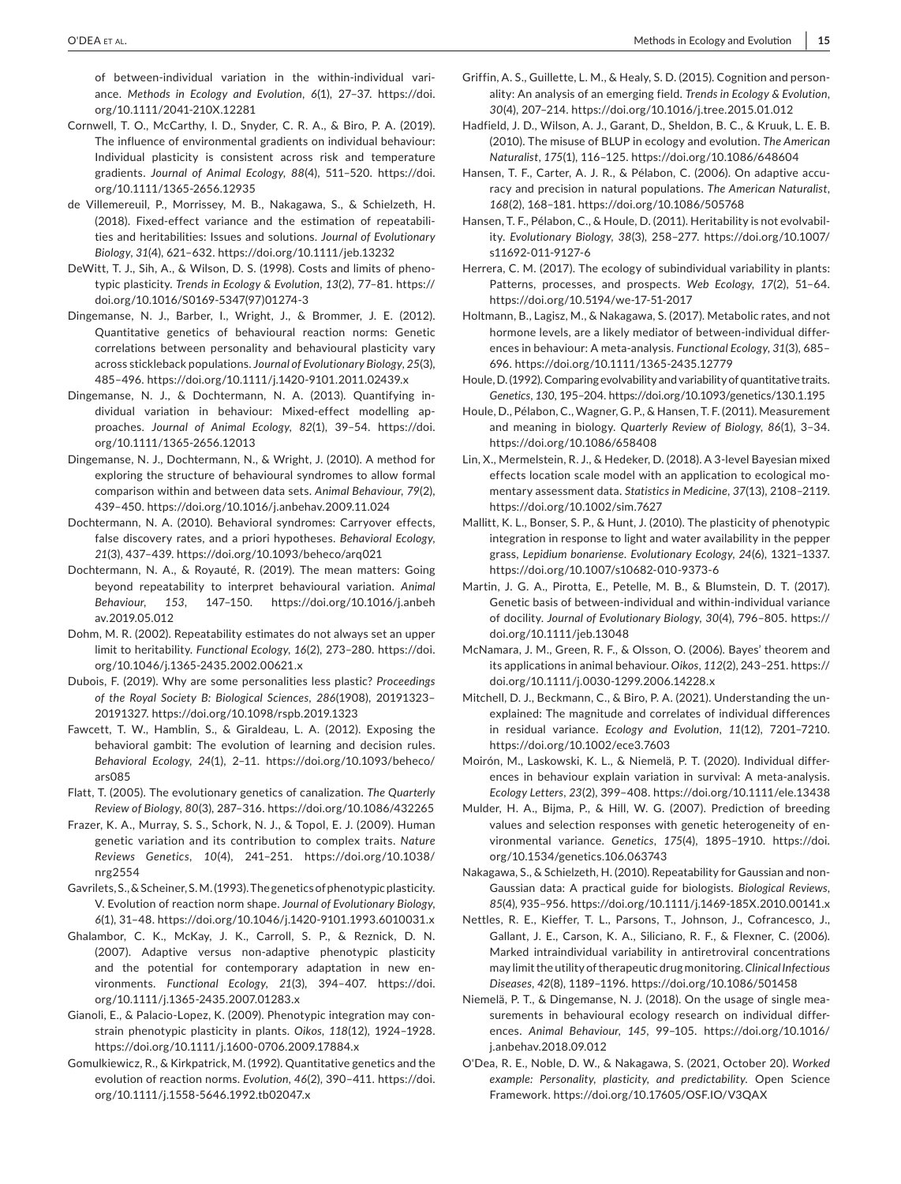of between-individual variation in the within-individual variance. *Methods in Ecology and Evolution*, *6*(1), 27–37. https://doi.org/10.1111/2041-210X.12281

Cornwell, T. O., McCarthy, I. D., Snyder, C. R. A., & Biro, P. A. (2019). The influence of environmental gradients on individual behaviour: Individual plasticity is consistent across risk and temperature gradients. *Journal of Animal Ecology*, *88*(4), 511–520. https://doi.org/10.1111/1365-2656.12935

de Villemereuil, P., Morrissey, M. B., Nakagawa, S., & Schielzeth, H. (2018). Fixed-effect variance and the estimation of repeatabilities and heritabilities: Issues and solutions. *Journal of Evolutionary Biology*, *31*(4), 621–632. https://doi.org/10.1111/jeb.13232

DeWitt, T. J., Sih, A., & Wilson, D. S. (1998). Costs and limits of phenotypic plasticity. *Trends in Ecology & Evolution*, *13*(2), 77–81. https://doi.org/10.1016/S0169-5347(97)01274-3

Dingemanse, N. J., Barber, I., Wright, J., & Brommer, J. E. (2012). Quantitative genetics of behavioural reaction norms: Genetic correlations between personality and behavioural plasticity vary across stickleback populations. *Journal of Evolutionary Biology*, *25*(3), 485–496. https://doi.org/10.1111/j.1420-9101.2011.02439.x

Dingemanse, N. J., & Dochtermann, N. A. (2013). Quantifying individual variation in behaviour: Mixed-effect modelling approaches. *Journal of Animal Ecology*, *82*(1), 39–54. https://doi.org/10.1111/1365-2656.12013

Dingemanse, N. J., Dochtermann, N., & Wright, J. (2010). A method for exploring the structure of behavioural syndromes to allow formal comparison within and between data sets. *Animal Behaviour*, *79*(2), 439–450. https://doi.org/10.1016/j.anbehav.2009.11.024

Dochtermann, N. A. (2010). Behavioral syndromes: Carryover effects, false discovery rates, and a priori hypotheses. *Behavioral Ecology*, *21*(3), 437–439. https://doi.org/10.1093/beheco/arq021

Dochtermann, N. A., & Royauté, R. (2019). The mean matters: Going beyond repeatability to interpret behavioural variation. *Animal Behaviour*, *153*, 147–150. https://doi.org/10.1016/j.anbehav.2019.05.012

Dohm, M. R. (2002). Repeatability estimates do not always set an upper limit to heritability. *Functional Ecology*, *16*(2), 273–280. https://doi.org/10.1046/j.1365-2435.2002.00621.x

Dubois, F. (2019). Why are some personalities less plastic? *Proceedings of the Royal Society B: Biological Sciences*, *286*(1908), 20191323–20191327. https://doi.org/10.1098/rspb.2019.1323

Fawcett, T. W., Hamblin, S., & Giraldeau, L. A. (2012). Exposing the behavioral gambit: The evolution of learning and decision rules. *Behavioral Ecology*, *24*(1), 2–11. https://doi.org/10.1093/beheco/ars085

Flatt, T. (2005). The evolutionary genetics of canalization. *The Quarterly Review of Biology*, *80*(3), 287–316. https://doi.org/10.1086/432265

Frazer, K. A., Murray, S. S., Schork, N. J., & Topol, E. J. (2009). Human genetic variation and its contribution to complex traits. *Nature Reviews Genetics*, *10*(4), 241–251. https://doi.org/10.1038/nrg2554

Gavrilets, S., & Scheiner, S. M. (1993). The genetics of phenotypic plasticity. V. Evolution of reaction norm shape. *Journal of Evolutionary Biology*, *6*(1), 31–48. https://doi.org/10.1046/j.1420-9101.1993.6010031.x

Ghalambor, C. K., McKay, J. K., Carroll, S. P., & Reznick, D. N. (2007). Adaptive versus non-adaptive phenotypic plasticity and the potential for contemporary adaptation in new environments. *Functional Ecology*, *21*(3), 394–407. https://doi.org/10.1111/j.1365-2435.2007.01283.x

Gianoli, E., & Palacio-Lopez, K. (2009). Phenotypic integration may constrain phenotypic plasticity in plants. *Oikos*, *118*(12), 1924–1928. https://doi.org/10.1111/j.1600-0706.2009.17884.x

Gomulkiewicz, R., & Kirkpatrick, M. (1992). Quantitative genetics and the evolution of reaction norms. *Evolution*, *46*(2), 390–411. https://doi.org/10.1111/j.1558-5646.1992.tb02047.x

Griffin, A. S., Guillette, L. M., & Healy, S. D. (2015). Cognition and personality: An analysis of an emerging field. *Trends in Ecology & Evolution*, *30*(4), 207–214. https://doi.org/10.1016/j.tree.2015.01.012

Hadfield, J. D., Wilson, A. J., Garant, D., Sheldon, B. C., & Kruuk, L. E. B. (2010). The misuse of BLUP in ecology and evolution. *The American Naturalist*, *175*(1), 116–125. https://doi.org/10.1086/648604

Hansen, T. F., Carter, A. J. R., & Pélabon, C. (2006). On adaptive accuracy and precision in natural populations. *The American Naturalist*, *168*(2), 168–181. https://doi.org/10.1086/505768

Hansen, T. F., Pélabon, C., & Houle, D. (2011). Heritability is not evolvability. *Evolutionary Biology*, *38*(3), 258–277. https://doi.org/10.1007/s11692-011-9127-6

Herrera, C. M. (2017). The ecology of subindividual variability in plants: Patterns, processes, and prospects. *Web Ecology*, *17*(2), 51–64. https://doi.org/10.5194/we-17-51-2017

Holtmann, B., Lagisz, M., & Nakagawa, S. (2017). Metabolic rates, and not hormone levels, are a likely mediator of between-individual differences in behaviour: A meta-analysis. *Functional Ecology*, *31*(3), 685–696. https://doi.org/10.1111/1365-2435.12779

Houle, D. (1992). Comparing evolvability and variability of quantitative traits. *Genetics*, *130*, 195–204. https://doi.org/10.1093/genetics/130.1.195

Houle, D., Pélabon, C., Wagner, G. P., & Hansen, T. F. (2011). Measurement and meaning in biology. *Quarterly Review of Biology*, *86*(1), 3–34. https://doi.org/10.1086/658408

Lin, X., Mermelstein, R. J., & Hedeker, D. (2018). A 3-level Bayesian mixed effects location scale model with an application to ecological momentary assessment data. *Statistics in Medicine*, *37*(13), 2108–2119. https://doi.org/10.1002/sim.7627

Mallitt, K. L., Bonser, S. P., & Hunt, J. (2010). The plasticity of phenotypic integration in response to light and water availability in the pepper grass, *Lepidium bonariense*. *Evolutionary Ecology*, *24*(6), 1321–1337. https://doi.org/10.1007/s10682-010-9373-6

Martin, J. G. A., Pirotta, E., Petelle, M. B., & Blumstein, D. T. (2017). Genetic basis of between-individual and within-individual variance of docility. *Journal of Evolutionary Biology*, *30*(4), 796–805. https://doi.org/10.1111/jeb.13048

McNamara, J. M., Green, R. F., & Olsson, O. (2006). Bayes' theorem and its applications in animal behaviour. *Oikos*, *112*(2), 243–251. https://doi.org/10.1111/j.0030-1299.2006.14228.x

Mitchell, D. J., Beckmann, C., & Biro, P. A. (2021). Understanding the unexplained: The magnitude and correlates of individual differences in residual variance. *Ecology and Evolution*, *11*(12), 7201–7210. https://doi.org/10.1002/ece3.7603

Moirón, M., Laskowski, K. L., & Niemelä, P. T. (2020). Individual differences in behaviour explain variation in survival: A meta-analysis. *Ecology Letters*, *23*(2), 399–408. https://doi.org/10.1111/ele.13438

Mulder, H. A., Bijma, P., & Hill, W. G. (2007). Prediction of breeding values and selection responses with genetic heterogeneity of environmental variance. *Genetics*, *175*(4), 1895–1910. https://doi.org/10.1534/genetics.106.063743

Nakagawa, S., & Schielzeth, H. (2010). Repeatability for Gaussian and non-Gaussian data: A practical guide for biologists. *Biological Reviews*, *85*(4), 935–956. https://doi.org/10.1111/j.1469-185X.2010.00141.x

Nettles, R. E., Kieffer, T. L., Parsons, T., Johnson, J., Cofrancesco, J., Gallant, J. E., Carson, K. A., Siliciano, R. F., & Flexner, C. (2006). Marked intraindividual variability in antiretroviral concentrations may limit the utility of therapeutic drug monitoring. *Clinical Infectious Diseases*, *42*(8), 1189–1196. https://doi.org/10.1086/501458

Niemelä, P. T., & Dingemanse, N. J. (2018). On the usage of single measurements in behavioural ecology research on individual differences. *Animal Behaviour*, *145*, 99–105. https://doi.org/10.1016/j.anbehav.2018.09.012

O'Dea, R. E., Noble, D. W., & Nakagawa, S. (2021, October 20). *Worked example: Personality, plasticity, and predictability*. Open Science Framework. https://doi.org/10.17605/OSF.IO/V3QAX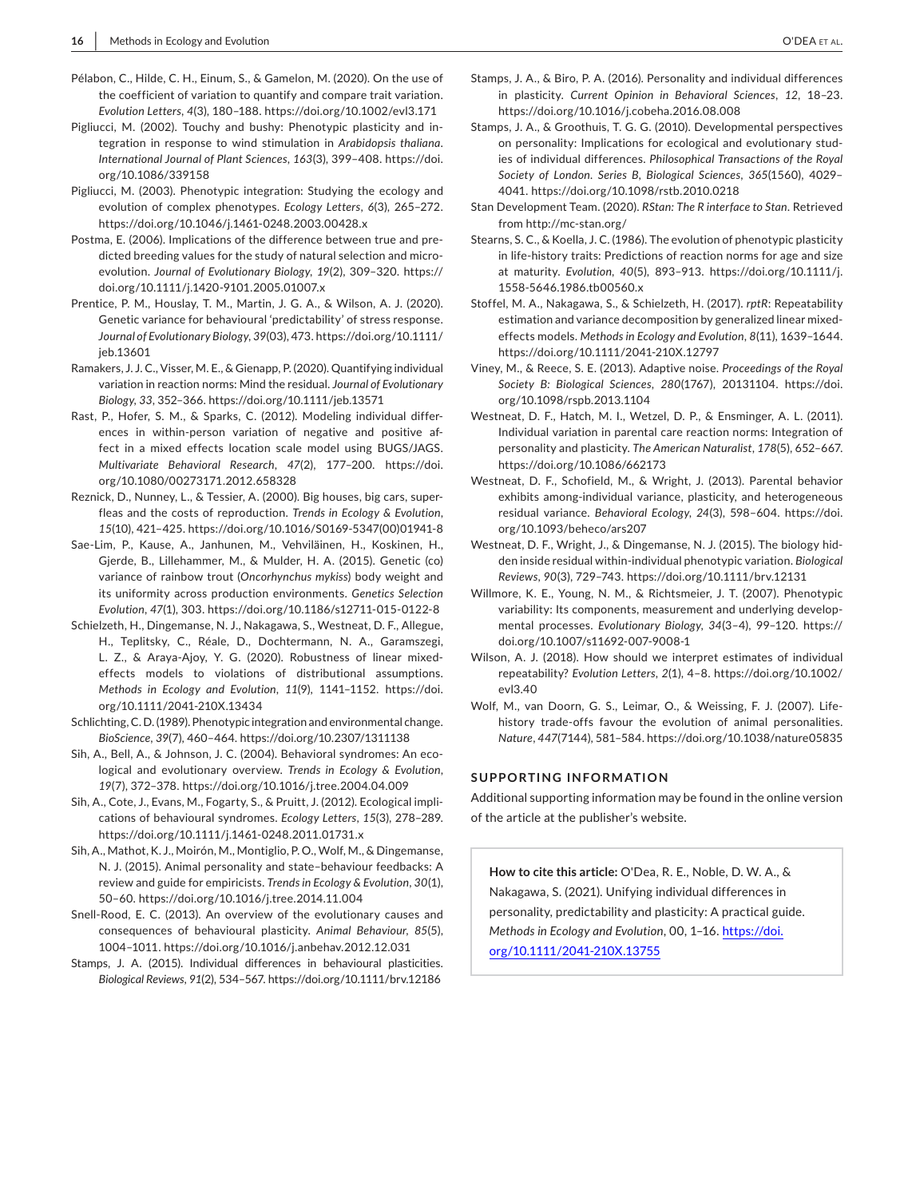Pélabon, C., Hilde, C. H., Einum, S., & Gamelon, M. (2020). On the use of the coefficient of variation to quantify and compare trait variation. *Evolution Letters*, *4*(3), 180–188. https://doi.org/10.1002/evl3.171

Pigliucci, M. (2002). Touchy and bushy: Phenotypic plasticity and integration in response to wind stimulation in *Arabidopsis thaliana*. *International Journal of Plant Sciences*, *163*(3), 399–408. https://doi.org/10.1086/339158

Pigliucci, M. (2003). Phenotypic integration: Studying the ecology and evolution of complex phenotypes. *Ecology Letters*, *6*(3), 265–272. https://doi.org/10.1046/j.1461-0248.2003.00428.x

Postma, E. (2006). Implications of the difference between true and predicted breeding values for the study of natural selection and microevolution. *Journal of Evolutionary Biology*, *19*(2), 309–320. https://doi.org/10.1111/j.1420-9101.2005.01007.x

Prentice, P. M., Houslay, T. M., Martin, J. G. A., & Wilson, A. J. (2020). Genetic variance for behavioural 'predictability' of stress response. *Journal of Evolutionary Biology*, *39*(03), 473. https://doi.org/10.1111/jeb.13601

Ramakers, J. J. C., Visser, M. E., & Gienapp, P. (2020). Quantifying individual variation in reaction norms: Mind the residual. *Journal of Evolutionary Biology*, *33*, 352–366. https://doi.org/10.1111/jeb.13571

Rast, P., Hofer, S. M., & Sparks, C. (2012). Modeling individual differences in within-person variation of negative and positive affect in a mixed effects location scale model using BUGS/JAGS. *Multivariate Behavioral Research*, *47*(2), 177–200. https://doi.org/10.1080/00273171.2012.658328

Reznick, D., Nunney, L., & Tessier, A. (2000). Big houses, big cars, superfleas and the costs of reproduction. *Trends in Ecology & Evolution*, *15*(10), 421–425. https://doi.org/10.1016/S0169-5347(00)01941-8

Sae-Lim, P., Kause, A., Janhunen, M., Vehviläinen, H., Koskinen, H., Gjerde, B., Lillehammer, M., & Mulder, H. A. (2015). Genetic (co) variance of rainbow trout (*Oncorhynchus mykiss*) body weight and its uniformity across production environments. *Genetics Selection Evolution*, *47*(1), 303. https://doi.org/10.1186/s12711-015-0122-8

Schielzeth, H., Dingemanse, N. J., Nakagawa, S., Westneat, D. F., Allegue, H., Teplitsky, C., Réale, D., Dochtermann, N. A., Garamszegi, L. Z., & Araya-Ajoy, Y. G. (2020). Robustness of linear mixed-effects models to violations of distributional assumptions. *Methods in Ecology and Evolution*, *11*(9), 1141–1152. https://doi.org/10.1111/2041-210X.13434

Schlichting, C. D. (1989). Phenotypic integration and environmental change. *BioScience*, *39*(7), 460–464. https://doi.org/10.2307/1311138

Sih, A., Bell, A., & Johnson, J. C. (2004). Behavioral syndromes: An ecological and evolutionary overview. *Trends in Ecology & Evolution*, *19*(7), 372–378. https://doi.org/10.1016/j.tree.2004.04.009

Sih, A., Cote, J., Evans, M., Fogarty, S., & Pruitt, J. (2012). Ecological implications of behavioural syndromes. *Ecology Letters*, *15*(3), 278–289. https://doi.org/10.1111/j.1461-0248.2011.01731.x

Sih, A., Mathot, K. J., Moirón, M., Montiglio, P. O., Wolf, M., & Dingemanse, N. J. (2015). Animal personality and state–behaviour feedbacks: A review and guide for empiricists. *Trends in Ecology & Evolution*, *30*(1), 50–60. https://doi.org/10.1016/j.tree.2014.11.004

Snell-Rood, E. C. (2013). An overview of the evolutionary causes and consequences of behavioural plasticity. *Animal Behaviour*, *85*(5), 1004–1011. https://doi.org/10.1016/j.anbehav.2012.12.031

Stamps, J. A. (2015). Individual differences in behavioural plasticities. *Biological Reviews*, *91*(2), 534–567. https://doi.org/10.1111/brv.12186

Stamps, J. A., & Biro, P. A. (2016). Personality and individual differences in plasticity. *Current Opinion in Behavioral Sciences*, *12*, 18–23. https://doi.org/10.1016/j.cobeha.2016.08.008

Stamps, J. A., & Groothuis, T. G. G. (2010). Developmental perspectives on personality: Implications for ecological and evolutionary studies of individual differences. *Philosophical Transactions of the Royal Society of London. Series B, Biological Sciences*, *365*(1560), 4029–4041. https://doi.org/10.1098/rstb.2010.0218

Stan Development Team. (2020). *RStan: The R interface to Stan*. Retrieved from http://mc-stan.org/

Stearns, S. C., & Koella, J. C. (1986). The evolution of phenotypic plasticity in life-history traits: Predictions of reaction norms for age and size at maturity. *Evolution*, *40*(5), 893–913. https://doi.org/10.1111/j.1558-5646.1986.tb00560.x

Stoffel, M. A., Nakagawa, S., & Schielzeth, H. (2017). *rptR*: Repeatability estimation and variance decomposition by generalized linear mixed-effects models. *Methods in Ecology and Evolution*, *8*(11), 1639–1644. https://doi.org/10.1111/2041-210X.12797

Viney, M., & Reece, S. E. (2013). Adaptive noise. *Proceedings of the Royal Society B: Biological Sciences*, *280*(1767), 20131104. https://doi.org/10.1098/rspb.2013.1104

Westneat, D. F., Hatch, M. I., Wetzel, D. P., & Ensminger, A. L. (2011). Individual variation in parental care reaction norms: Integration of personality and plasticity. *The American Naturalist*, *178*(5), 652–667. https://doi.org/10.1086/662173

Westneat, D. F., Schofield, M., & Wright, J. (2013). Parental behavior exhibits among-individual variance, plasticity, and heterogeneous residual variance. *Behavioral Ecology*, *24*(3), 598–604. https://doi.org/10.1093/beheco/ars207

Westneat, D. F., Wright, J., & Dingemanse, N. J. (2015). The biology hidden inside residual within-individual phenotypic variation. *Biological Reviews*, *90*(3), 729–743. https://doi.org/10.1111/brv.12131

Willmore, K. E., Young, N. M., & Richtsmeier, J. T. (2007). Phenotypic variability: Its components, measurement and underlying developmental processes. *Evolutionary Biology*, *34*(3–4), 99–120. https://doi.org/10.1007/s11692-007-9008-1

Wilson, A. J. (2018). How should we interpret estimates of individual repeatability? *Evolution Letters*, *2*(1), 4–8. https://doi.org/10.1002/evl3.40

Wolf, M., van Doorn, G. S., Leimar, O., & Weissing, F. J. (2007). Life-history trade-offs favour the evolution of animal personalities. *Nature*, *447*(7144), 581–584. https://doi.org/10.1038/nature05835

## SUPPORTING INFORMATION

Additional supporting information may be found in the online version of the article at the publisher's website.

**How to cite this article:** O'Dea, R. E., Noble, D. W. A., & Nakagawa, S. (2021). Unifying individual differences in personality, predictability and plasticity: A practical guide. *Methods in Ecology and Evolution*, 00, 1–16. https://doi.org/10.1111/2041-210X.13755